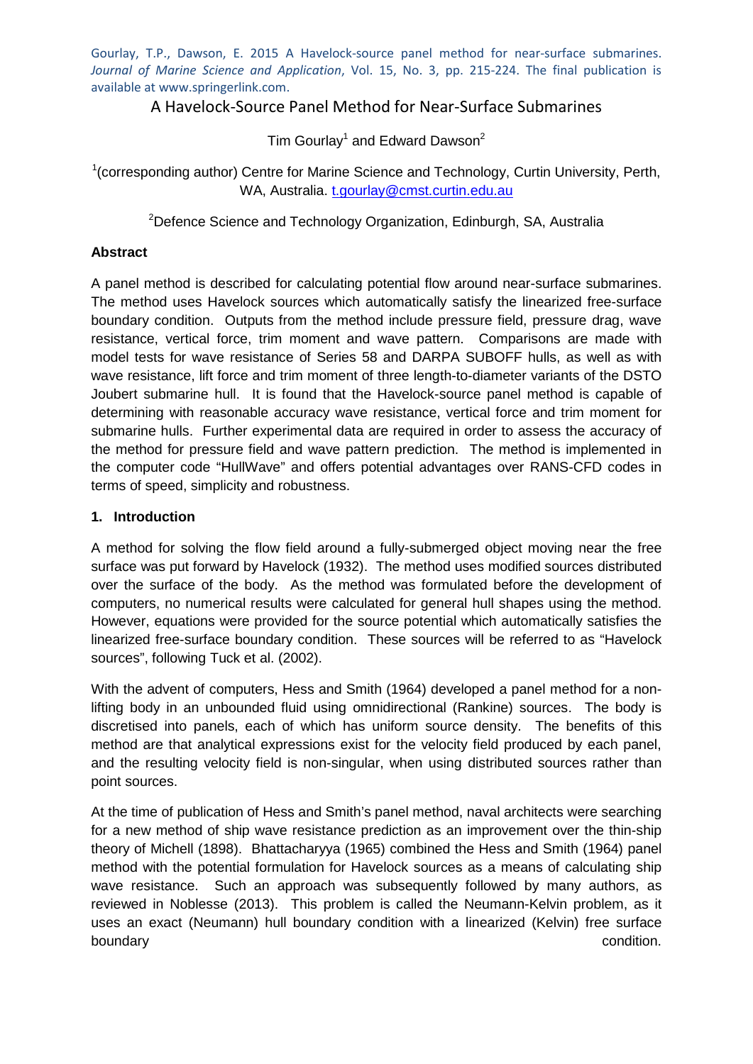Gourlay, T.P., Dawson, E. 2015 A Havelock-source panel method for near-surface submarines. *Journal of Marine Science and Application*, Vol. 15, No. 3, pp. 215-224. The final publication is available at www.springerlink.com.

# A Havelock-Source Panel Method for Near-Surface Submarines

Tim Gourlay[1] and Edward Dawson[2]

[1](corresponding author) Centre for Marine Science and Technology, Curtin University, Perth, WA, Australia. t.gourlay@cmst.curtin.edu.au

[2]Defence Science and Technology Organization, Edinburgh, SA, Australia

**Abstract**

A panel method is described for calculating potential flow around near-surface submarines. The method uses Havelock sources which automatically satisfy the linearized free-surface boundary condition. Outputs from the method include pressure field, pressure drag, wave resistance, vertical force, trim moment and wave pattern. Comparisons are made with model tests for wave resistance of Series 58 and DARPA SUBOFF hulls, as well as with wave resistance, lift force and trim moment of three length-to-diameter variants of the DSTO Joubert submarine hull. It is found that the Havelock-source panel method is capable of determining with reasonable accuracy wave resistance, vertical force and trim moment for submarine hulls. Further experimental data are required in order to assess the accuracy of the method for pressure field and wave pattern prediction. The method is implemented in the computer code "HullWave" and offers potential advantages over RANS-CFD codes in terms of speed, simplicity and robustness.

## 1. Introduction

A method for solving the flow field around a fully-submerged object moving near the free surface was put forward by Havelock (1932). The method uses modified sources distributed over the surface of the body. As the method was formulated before the development of computers, no numerical results were calculated for general hull shapes using the method. However, equations were provided for the source potential which automatically satisfies the linearized free-surface boundary condition. These sources will be referred to as "Havelock sources", following Tuck et al. (2002).

With the advent of computers, Hess and Smith (1964) developed a panel method for a non-lifting body in an unbounded fluid using omnidirectional (Rankine) sources. The body is discretised into panels, each of which has uniform source density. The benefits of this method are that analytical expressions exist for the velocity field produced by each panel, and the resulting velocity field is non-singular, when using distributed sources rather than point sources.

At the time of publication of Hess and Smith's panel method, naval architects were searching for a new method of ship wave resistance prediction as an improvement over the thin-ship theory of Michell (1898). Bhattacharyya (1965) combined the Hess and Smith (1964) panel method with the potential formulation for Havelock sources as a means of calculating ship wave resistance. Such an approach was subsequently followed by many authors, as reviewed in Noblesse (2013). This problem is called the Neumann-Kelvin problem, as it uses an exact (Neumann) hull boundary condition with a linearized (Kelvin) free surface boundary condition.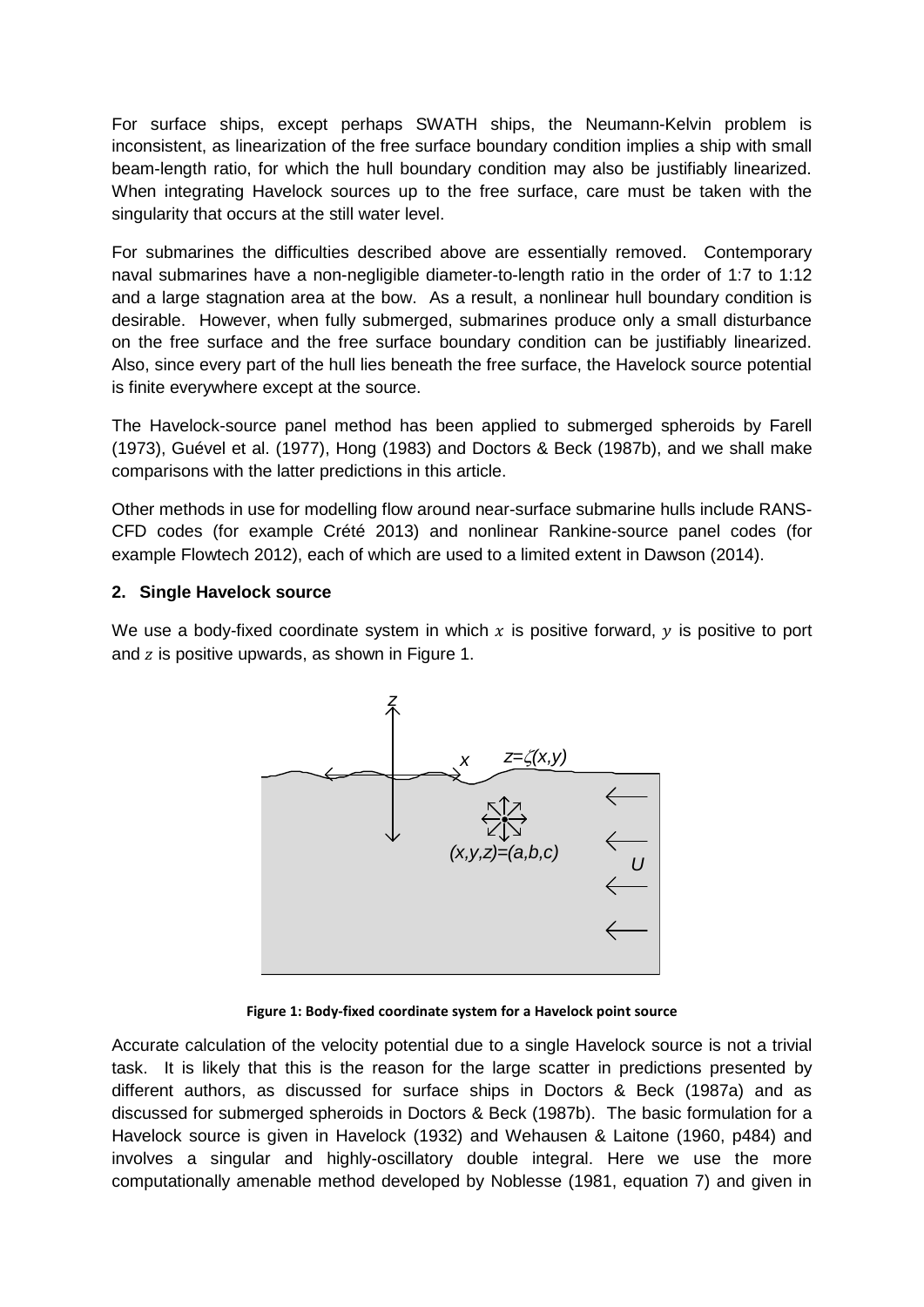For surface ships, except perhaps SWATH ships, the Neumann-Kelvin problem is inconsistent, as linearization of the free surface boundary condition implies a ship with small beam-length ratio, for which the hull boundary condition may also be justifiably linearized. When integrating Havelock sources up to the free surface, care must be taken with the singularity that occurs at the still water level.

For submarines the difficulties described above are essentially removed. Contemporary naval submarines have a non-negligible diameter-to-length ratio in the order of 1:7 to 1:12 and a large stagnation area at the bow. As a result, a nonlinear hull boundary condition is desirable. However, when fully submerged, submarines produce only a small disturbance on the free surface and the free surface boundary condition can be justifiably linearized. Also, since every part of the hull lies beneath the free surface, the Havelock source potential is finite everywhere except at the source.

The Havelock-source panel method has been applied to submerged spheroids by Farell (1973), Guével et al. (1977), Hong (1983) and Doctors & Beck (1987b), and we shall make comparisons with the latter predictions in this article.

Other methods in use for modelling flow around near-surface submarine hulls include RANS-CFD codes (for example Crété 2013) and nonlinear Rankine-source panel codes (for example Flowtech 2012), each of which are used to a limited extent in Dawson (2014).

## 2. Single Havelock source

We use a body-fixed coordinate system in which $x$ is positive forward, $y$ is positive to port and $z$ is positive upwards, as shown in Figure 1.

**Figure 1: Body-fixed coordinate system for a Havelock point source**

Accurate calculation of the velocity potential due to a single Havelock source is not a trivial task. It is likely that this is the reason for the large scatter in predictions presented by different authors, as discussed for surface ships in Doctors & Beck (1987a) and as discussed for submerged spheroids in Doctors & Beck (1987b). The basic formulation for a Havelock source is given in Havelock (1932) and Wehausen & Laitone (1960, p484) and involves a singular and highly-oscillatory double integral. Here we use the more computationally amenable method developed by Noblesse (1981, equation 7) and given in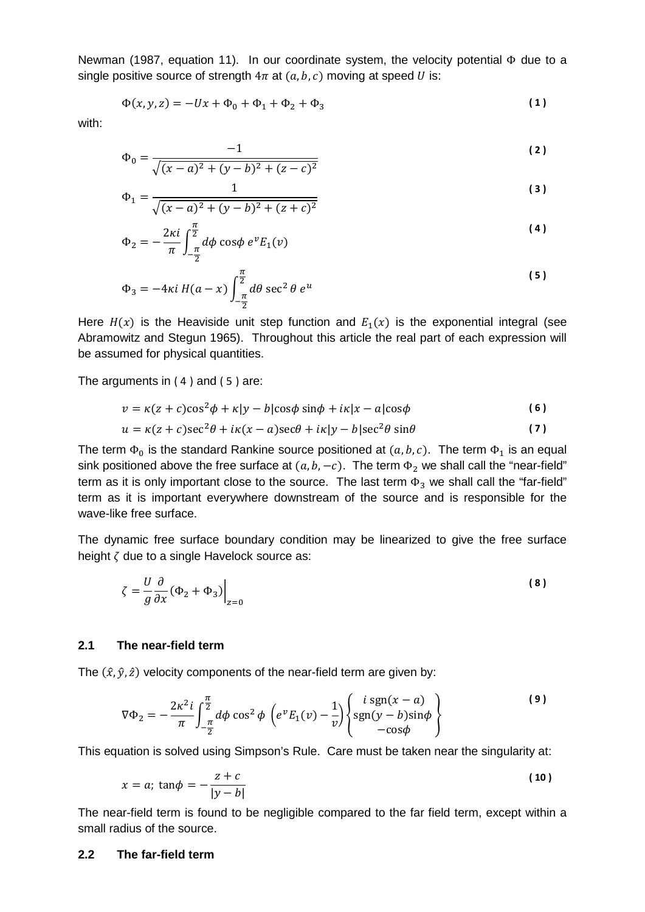Newman (1987, equation 11). In our coordinate system, the velocity potential $\Phi$ due to a single positive source of strength $4\pi$ at $(a, b, c)$ moving at speed $U$ is:

$$\Phi(x, y, z) = -Ux + \Phi_0 + \Phi_1 + \Phi_2 + \Phi_3 \tag{1}$$

with:

$$\Phi_0 = \frac{-1}{\sqrt{(x-a)^2 + (y-b)^2 + (z-c)^2}} \tag{2}$$

$$\Phi_1 = \frac{1}{\sqrt{(x-a)^2 + (y-b)^2 + (z+c)^2}} \tag{3}$$

$$\Phi_2 = -\frac{2\kappa i}{\pi} \int_{-\frac{\pi}{2}}^{\frac{\pi}{2}} d\phi \cos\phi \; e^v E_1(v) \tag{4}$$

$$\Phi_3 = -4\kappa i \, H(a-x) \int_{-\frac{\pi}{2}}^{\frac{\pi}{2}} d\theta \sec^2\theta \; e^u \tag{5}$$

Here $H(x)$ is the Heaviside unit step function and $E_1(x)$ is the exponential integral (see Abramowitz and Stegun 1965). Throughout this article the real part of each expression will be assumed for physical quantities.

The arguments in ( 4 ) and ( 5 ) are:

$$v = \kappa(z+c)\cos^2\phi + \kappa|y-b|\cos\phi \sin\phi + i\kappa|x-a|\cos\phi \tag{6}$$

$$u = \kappa(z+c)\sec^2\theta + i\kappa(x-a)\sec\theta + i\kappa|y-b|\sec^2\theta \sin\theta \tag{7}$$

The term $\Phi_0$ is the standard Rankine source positioned at $(a, b, c)$. The term $\Phi_1$ is an equal sink positioned above the free surface at $(a, b, -c)$. The term $\Phi_2$ we shall call the "near-field" term as it is only important close to the source. The last term $\Phi_3$ we shall call the "far-field" term as it is important everywhere downstream of the source and is responsible for the wave-like free surface.

The dynamic free surface boundary condition may be linearized to give the free surface height $\zeta$ due to a single Havelock source as:

$$\zeta = \frac{U}{g} \frac{\partial}{\partial x} (\Phi_2 + \Phi_3) \bigg|_{z=0} \tag{8}$$

## 2.1 The near-field term

The $(\hat{x}, \hat{y}, \hat{z})$ velocity components of the near-field term are given by:

$$\nabla\Phi_2 = -\frac{2\kappa^2 i}{\pi} \int_{-\frac{\pi}{2}}^{\frac{\pi}{2}} d\phi \cos^2\phi \left( e^v E_1(v) - \frac{1}{v} \right) \begin{Bmatrix} i \,\mathrm{sgn}(x-a) \\ \mathrm{sgn}(y-b)\sin\phi \\ -\cos\phi \end{Bmatrix} \tag{9}$$

This equation is solved using Simpson's Rule. Care must be taken near the singularity at:

$$x = a; \; \tan\phi = -\frac{z+c}{|y-b|} \tag{10}$$

The near-field term is found to be negligible compared to the far field term, except within a small radius of the source.

## 2.2 The far-field term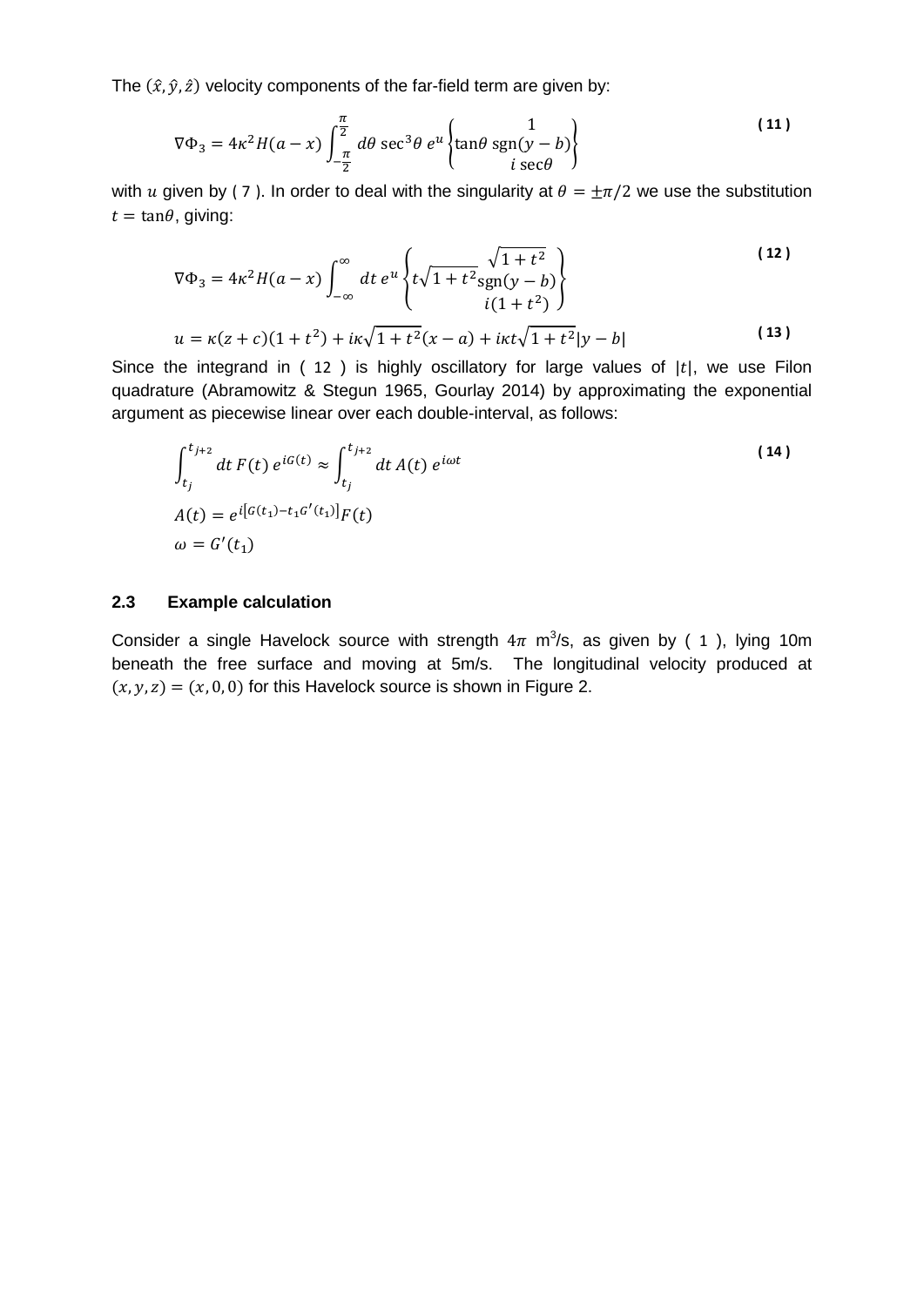The $(\hat{x}, \hat{y}, \hat{z})$ velocity components of the far-field term are given by:

$$\nabla\Phi_3 = 4\kappa^2 H(a-x) \int_{-\frac{\pi}{2}}^{\frac{\pi}{2}} d\theta \sec^3\theta \, e^u \begin{Bmatrix} 1 \\ \tan\theta \, \text{sgn}(y-b) \\ i\sec\theta \end{Bmatrix} \quad (11)$$

with $u$ given by ( 7 ). In order to deal with the singularity at $\theta = \pm\pi/2$ we use the substitution $t = \tan\theta$, giving:

$$\nabla\Phi_3 = 4\kappa^2 H(a-x) \int_{-\infty}^{\infty} dt \, e^u \begin{Bmatrix} \sqrt{1+t^2} \\ t\sqrt{1+t^2}\text{sgn}(y-b) \\ i(1+t^2) \end{Bmatrix} \quad (12)$$

$$u = \kappa(z+c)(1+t^2) + i\kappa\sqrt{1+t^2}(x-a) + i\kappa t\sqrt{1+t^2}|y-b| \quad (13)$$

Since the integrand in ( 12 ) is highly oscillatory for large values of $|t|$, we use Filon quadrature (Abramowitz & Stegun 1965, Gourlay 2014) by approximating the exponential argument as piecewise linear over each double-interval, as follows:

$$\int_{t_j}^{t_{j+2}} dt \, F(t) \, e^{iG(t)} \approx \int_{t_j}^{t_{j+2}} dt \, A(t) \, e^{i\omega t}$$

$$A(t) = e^{i[G(t_1) - t_1 G'(t_1)]} F(t)$$

$$\omega = G'(t_1) \quad (14)$$

## 2.3 Example calculation

Consider a single Havelock source with strength $4\pi$ $m^3$/s, as given by ( 1 ), lying 10m beneath the free surface and moving at 5m/s. The longitudinal velocity produced at $(x, y, z) = (x, 0, 0)$ for this Havelock source is shown in Figure 2.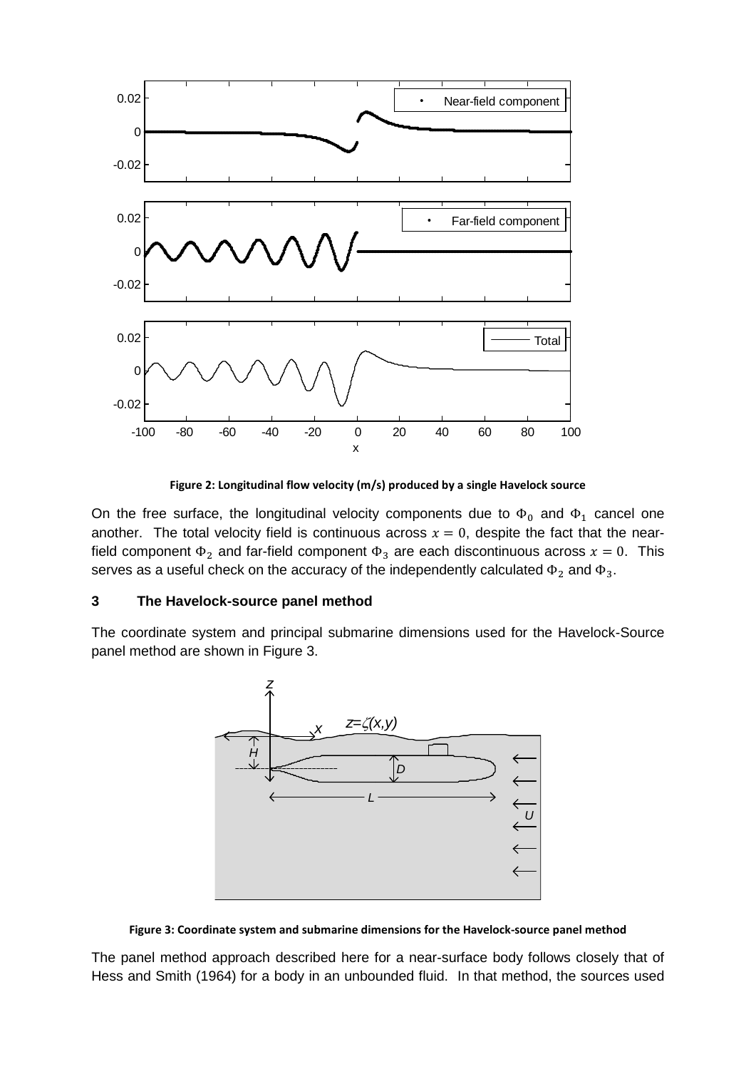**Figure 2: Longitudinal flow velocity (m/s) produced by a single Havelock source**

On the free surface, the longitudinal velocity components due to $\Phi_0$ and $\Phi_1$ cancel one another. The total velocity field is continuous across $x = 0$, despite the fact that the near-field component $\Phi_2$ and far-field component $\Phi_3$ are each discontinuous across $x = 0$. This serves as a useful check on the accuracy of the independently calculated $\Phi_2$ and $\Phi_3$.

## 3 The Havelock-source panel method

The coordinate system and principal submarine dimensions used for the Havelock-Source panel method are shown in Figure 3.

**Figure 3: Coordinate system and submarine dimensions for the Havelock-source panel method**

The panel method approach described here for a near-surface body follows closely that of Hess and Smith (1964) for a body in an unbounded fluid. In that method, the sources used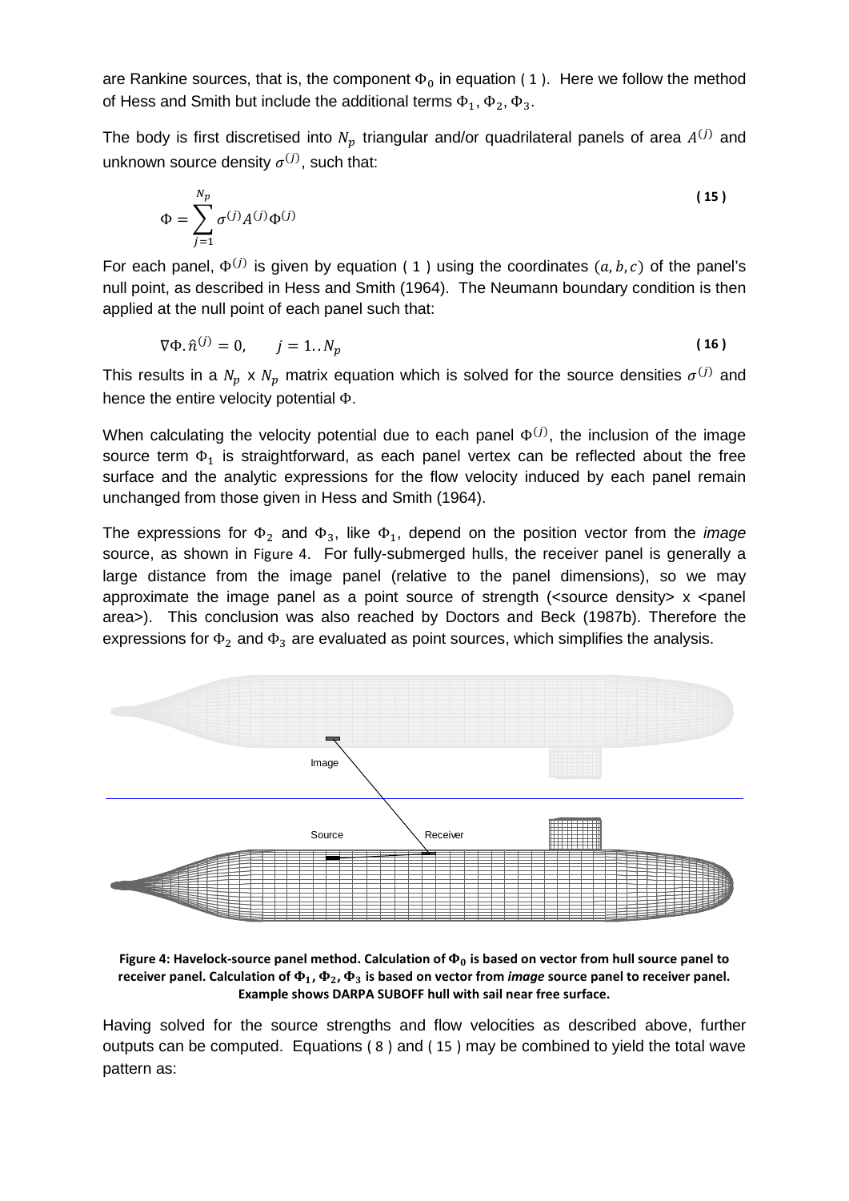are Rankine sources, that is, the component $\Phi_0$ in equation ( 1 ). Here we follow the method of Hess and Smith but include the additional terms $\Phi_1, \Phi_2, \Phi_3$.

The body is first discretised into $N_p$ triangular and/or quadrilateral panels of area $A^{(j)}$ and unknown source density $\sigma^{(j)}$, such that:

$$\Phi = \sum_{j=1}^{N_p} \sigma^{(j)} A^{(j)} \Phi^{(j)} \tag{15}$$

For each panel, $\Phi^{(j)}$ is given by equation ( 1 ) using the coordinates $(a, b, c)$ of the panel's null point, as described in Hess and Smith (1964). The Neumann boundary condition is then applied at the null point of each panel such that:

$$\nabla\Phi.\hat{n}^{(j)} = 0, \qquad j = 1..N_p \tag{16}$$

This results in a $N_p$ x $N_p$ matrix equation which is solved for the source densities $\sigma^{(j)}$ and hence the entire velocity potential $\Phi$.

When calculating the velocity potential due to each panel $\Phi^{(j)}$, the inclusion of the image source term $\Phi_1$ is straightforward, as each panel vertex can be reflected about the free surface and the analytic expressions for the flow velocity induced by each panel remain unchanged from those given in Hess and Smith (1964).

The expressions for $\Phi_2$ and $\Phi_3$, like $\Phi_1$, depend on the position vector from the *image* source, as shown in Figure 4. For fully-submerged hulls, the receiver panel is generally a large distance from the image panel (relative to the panel dimensions), so we may approximate the image panel as a point source of strength (<source density> x <panel area>). This conclusion was also reached by Doctors and Beck (1987b). Therefore the expressions for $\Phi_2$ and $\Phi_3$ are evaluated as point sources, which simplifies the analysis.

**Figure 4: Havelock-source panel method. Calculation of $\Phi_0$ is based on vector from hull source panel to receiver panel. Calculation of $\Phi_1, \Phi_2, \Phi_3$ is based on vector from *image* source panel to receiver panel. Example shows DARPA SUBOFF hull with sail near free surface.**

Having solved for the source strengths and flow velocities as described above, further outputs can be computed. Equations ( 8 ) and ( 15 ) may be combined to yield the total wave pattern as: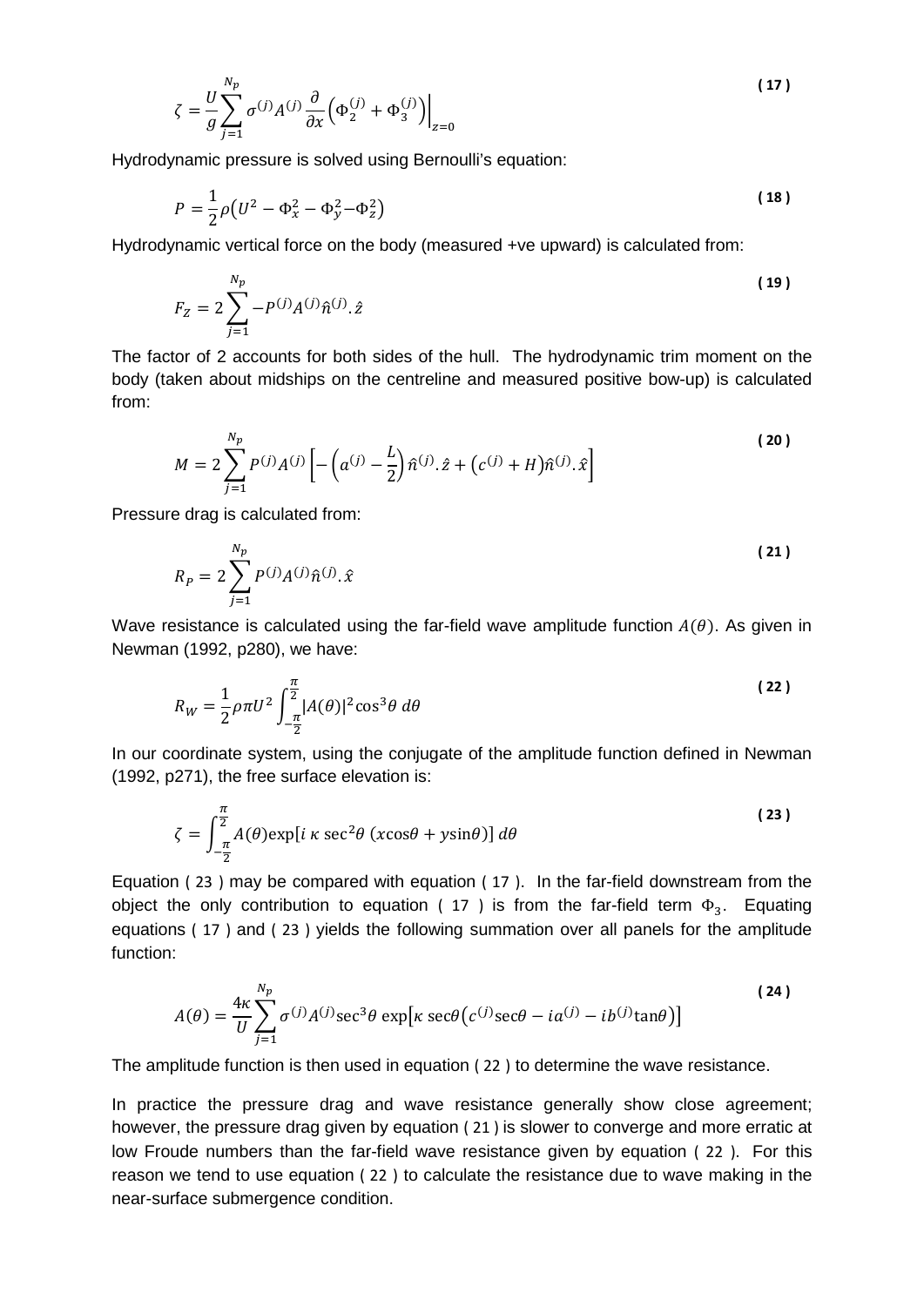$$\zeta = \frac{U}{g}\sum_{j=1}^{N_p} \sigma^{(j)} A^{(j)} \frac{\partial}{\partial x}\left(\Phi_2^{(j)} + \Phi_3^{(j)}\right)\Big|_{z=0} \tag{17}$$

Hydrodynamic pressure is solved using Bernoulli's equation:

$$P = \frac{1}{2}\rho\left(U^2 - \Phi_x^2 - \Phi_y^2 - \Phi_z^2\right) \tag{18}$$

Hydrodynamic vertical force on the body (measured +ve upward) is calculated from:

$$F_Z = 2\sum_{j=1}^{N_p} -P^{(j)} A^{(j)} \hat{n}^{(j)}.\hat{z} \tag{19}$$

The factor of 2 accounts for both sides of the hull. The hydrodynamic trim moment on the body (taken about midships on the centreline and measured positive bow-up) is calculated from:

$$M = 2\sum_{j=1}^{N_p} P^{(j)} A^{(j)} \left[-\left(a^{(j)} - \frac{L}{2}\right)\hat{n}^{(j)}.\hat{z} + \left(c^{(j)} + H\right)\hat{n}^{(j)}.\hat{x}\right] \tag{20}$$

Pressure drag is calculated from:

$$R_P = 2\sum_{j=1}^{N_p} P^{(j)} A^{(j)} \hat{n}^{(j)}.\hat{x} \tag{21}$$

Wave resistance is calculated using the far-field wave amplitude function $A(\theta)$. As given in Newman (1992, p280), we have:

$$R_W = \frac{1}{2}\rho\pi U^2 \int_{-\frac{\pi}{2}}^{\frac{\pi}{2}} |A(\theta)|^2 \cos^3\theta \, d\theta \tag{22}$$

In our coordinate system, using the conjugate of the amplitude function defined in Newman (1992, p271), the free surface elevation is:

$$\zeta = \int_{-\frac{\pi}{2}}^{\frac{\pi}{2}} A(\theta) \exp\left[i\,\kappa\,\sec^2\theta\,(x\cos\theta + y\sin\theta)\right] d\theta \tag{23}$$

Equation ( 23 ) may be compared with equation ( 17 ). In the far-field downstream from the object the only contribution to equation ( 17 ) is from the far-field term $\Phi_3$. Equating equations ( 17 ) and ( 23 ) yields the following summation over all panels for the amplitude function:

$$A(\theta) = \frac{4\kappa}{U}\sum_{j=1}^{N_p} \sigma^{(j)} A^{(j)} \sec^3\theta \exp\left[\kappa\sec\theta\left(c^{(j)}\sec\theta - ia^{(j)} - ib^{(j)}\tan\theta\right)\right] \tag{24}$$

The amplitude function is then used in equation ( 22 ) to determine the wave resistance.

In practice the pressure drag and wave resistance generally show close agreement; however, the pressure drag given by equation ( 21 ) is slower to converge and more erratic at low Froude numbers than the far-field wave resistance given by equation ( 22 ). For this reason we tend to use equation ( 22 ) to calculate the resistance due to wave making in the near-surface submergence condition.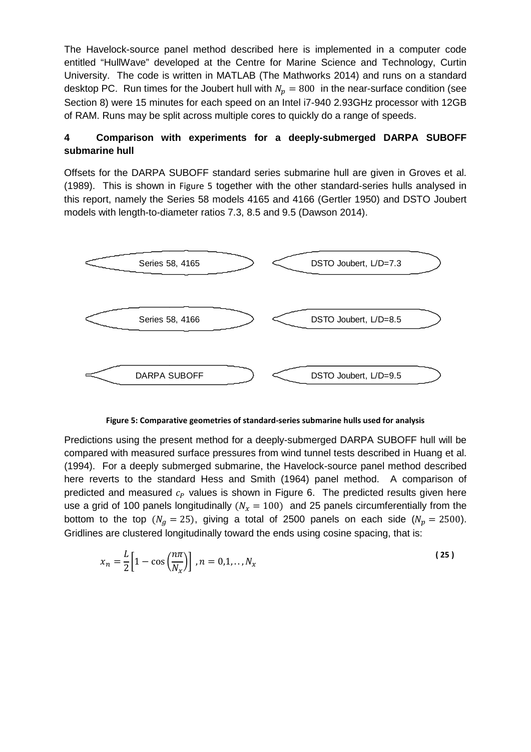The Havelock-source panel method described here is implemented in a computer code entitled "HullWave" developed at the Centre for Marine Science and Technology, Curtin University. The code is written in MATLAB (The Mathworks 2014) and runs on a standard desktop PC. Run times for the Joubert hull with $N_p = 800$ in the near-surface condition (see Section 8) were 15 minutes for each speed on an Intel i7-940 2.93GHz processor with 12GB of RAM. Runs may be split across multiple cores to quickly do a range of speeds.

## 4 Comparison with experiments for a deeply-submerged DARPA SUBOFF submarine hull

Offsets for the DARPA SUBOFF standard series submarine hull are given in Groves et al. (1989). This is shown in Figure 5 together with the other standard-series hulls analysed in this report, namely the Series 58 models 4165 and 4166 (Gertler 1950) and DSTO Joubert models with length-to-diameter ratios 7.3, 8.5 and 9.5 (Dawson 2014).

Series 58, 4165

DSTO Joubert, L/D=7.3

Series 58, 4166

DSTO Joubert, L/D=8.5

DARPA SUBOFF

DSTO Joubert, L/D=9.5

**Figure 5: Comparative geometries of standard-series submarine hulls used for analysis**

Predictions using the present method for a deeply-submerged DARPA SUBOFF hull will be compared with measured surface pressures from wind tunnel tests described in Huang et al. (1994). For a deeply submerged submarine, the Havelock-source panel method described here reverts to the standard Hess and Smith (1964) panel method. A comparison of predicted and measured $c_P$ values is shown in Figure 6. The predicted results given here use a grid of 100 panels longitudinally ($N_x = 100$) and 25 panels circumferentially from the bottom to the top ($N_g = 25$), giving a total of 2500 panels on each side ($N_p = 2500$). Gridlines are clustered longitudinally toward the ends using cosine spacing, that is:

$$x_n = \frac{L}{2}\left[1 - \cos\left(\frac{n\pi}{N_x}\right)\right], n = 0,1,..,N_x \tag{25}$$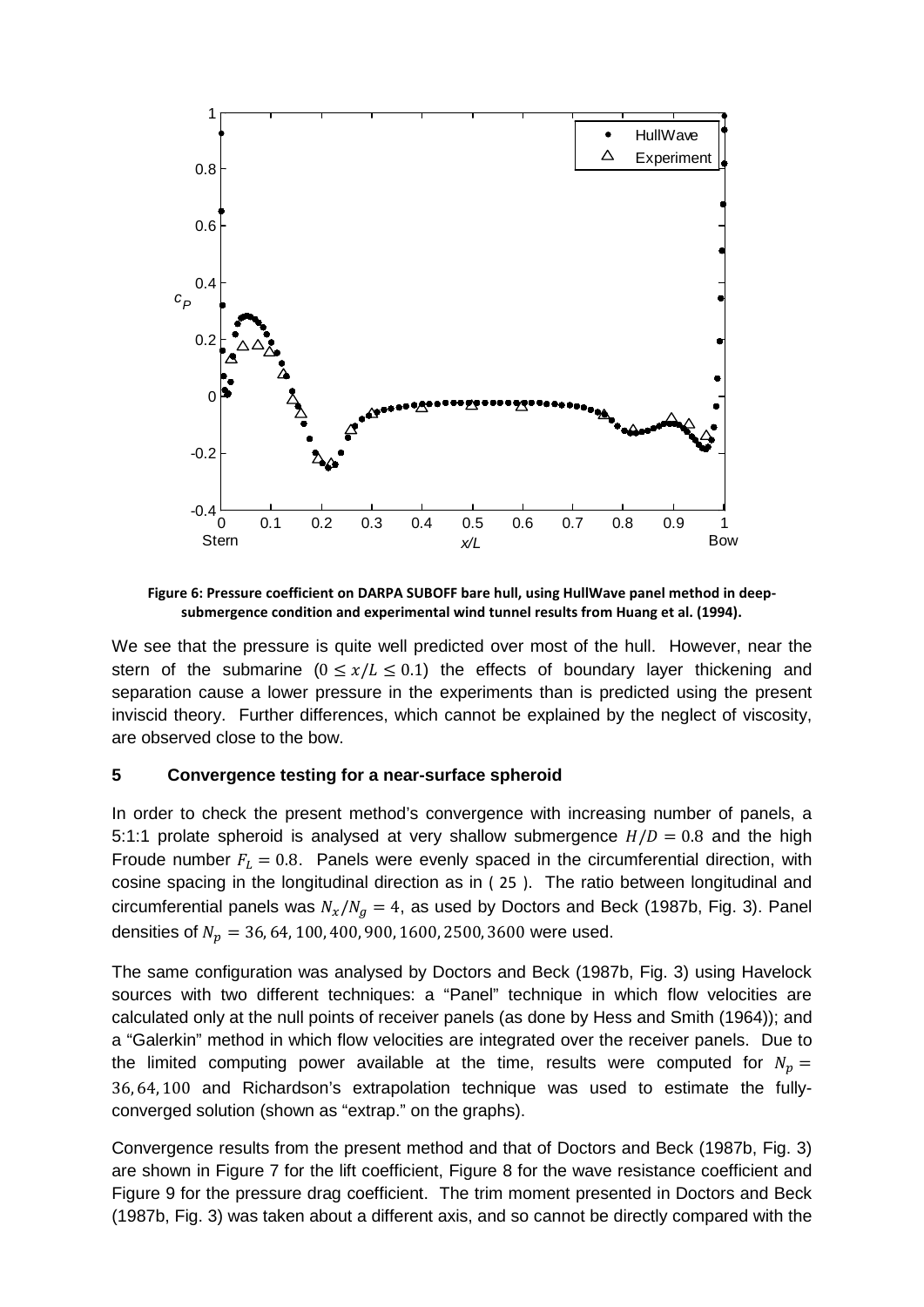Figure 6: Pressure coefficient on DARPA SUBOFF bare hull, using HullWave panel method in deep-submergence condition and experimental wind tunnel results from Huang et al. (1994).

We see that the pressure is quite well predicted over most of the hull. However, near the stern of the submarine ($0 \leq x/L \leq 0.1$) the effects of boundary layer thickening and separation cause a lower pressure in the experiments than is predicted using the present inviscid theory. Further differences, which cannot be explained by the neglect of viscosity, are observed close to the bow.

## 5 Convergence testing for a near-surface spheroid

In order to check the present method's convergence with increasing number of panels, a 5:1:1 prolate spheroid is analysed at very shallow submergence $H/D = 0.8$ and the high Froude number $F_L = 0.8$. Panels were evenly spaced in the circumferential direction, with cosine spacing in the longitudinal direction as in ( 25 ). The ratio between longitudinal and circumferential panels was $N_x/N_g = 4$, as used by Doctors and Beck (1987b, Fig. 3). Panel densities of $N_p = 36, 64, 100, 400, 900, 1600, 2500, 3600$ were used.

The same configuration was analysed by Doctors and Beck (1987b, Fig. 3) using Havelock sources with two different techniques: a "Panel" technique in which flow velocities are calculated only at the null points of receiver panels (as done by Hess and Smith (1964)); and a "Galerkin" method in which flow velocities are integrated over the receiver panels. Due to the limited computing power available at the time, results were computed for $N_p = 36, 64, 100$ and Richardson's extrapolation technique was used to estimate the fully-converged solution (shown as "extrap." on the graphs).

Convergence results from the present method and that of Doctors and Beck (1987b, Fig. 3) are shown in Figure 7 for the lift coefficient, Figure 8 for the wave resistance coefficient and Figure 9 for the pressure drag coefficient. The trim moment presented in Doctors and Beck (1987b, Fig. 3) was taken about a different axis, and so cannot be directly compared with the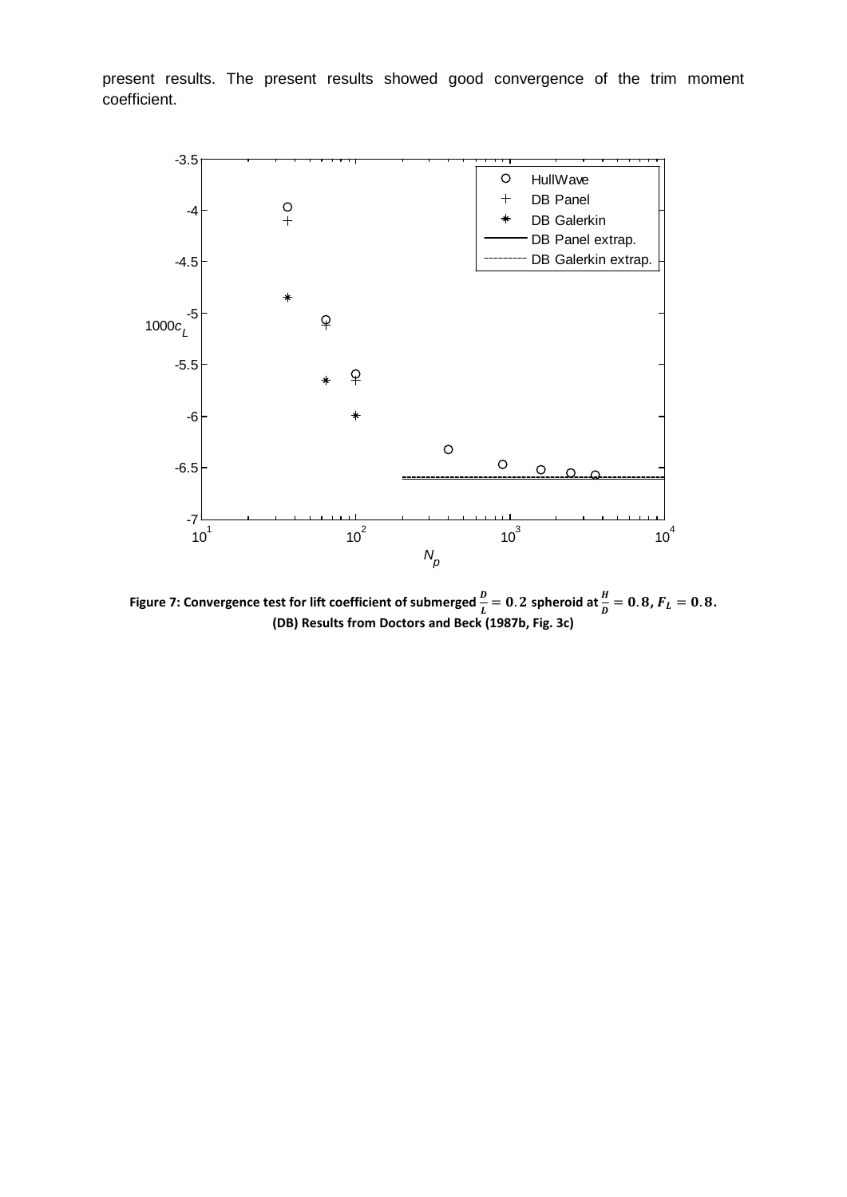present results. The present results showed good convergence of the trim moment coefficient.

Figure 7: Convergence test for lift coefficient of submerged $\frac{D}{L} = 0.2$ spheroid at $\frac{H}{D} = 0.8$, $F_L = 0.8$. (DB) Results from Doctors and Beck (1987b, Fig. 3c)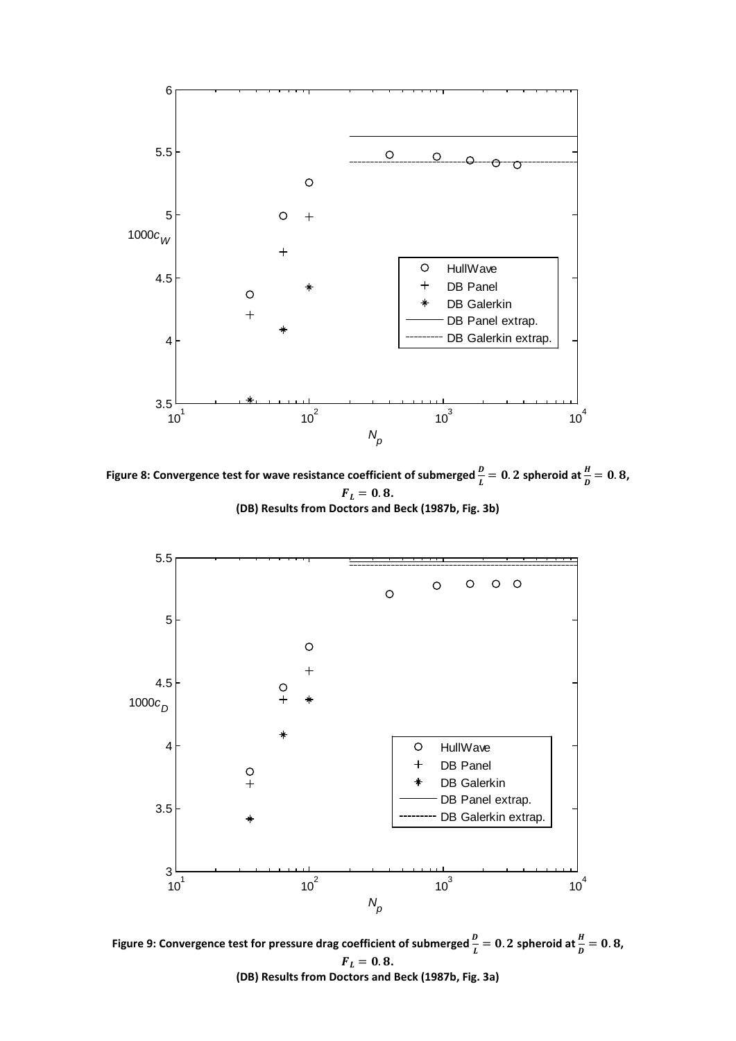**Figure 8: Convergence test for wave resistance coefficient of submerged $\frac{D}{L} = 0.2$ spheroid at $\frac{H}{D} = 0.8$, $F_L = 0.8$.**
**(DB) Results from Doctors and Beck (1987b, Fig. 3b)**

**Figure 9: Convergence test for pressure drag coefficient of submerged $\frac{D}{L} = 0.2$ spheroid at $\frac{H}{D} = 0.8$, $F_L = 0.8$.**
**(DB) Results from Doctors and Beck (1987b, Fig. 3a)**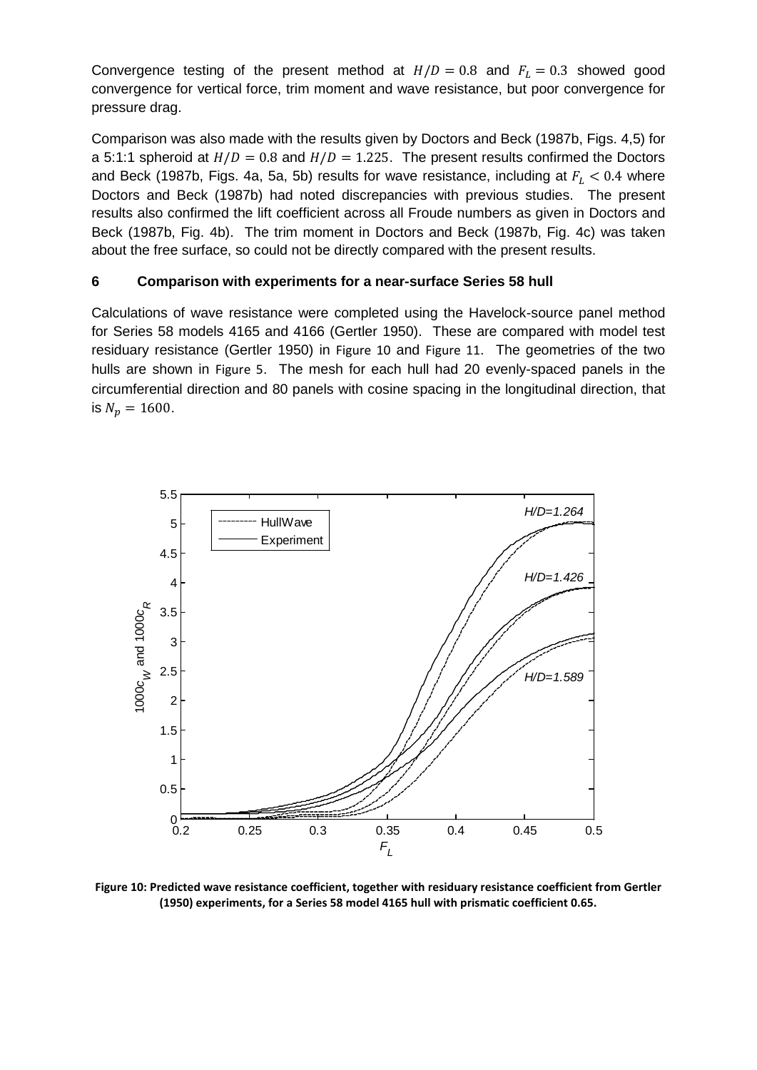Convergence testing of the present method at $H/D = 0.8$ and $F_L = 0.3$ showed good convergence for vertical force, trim moment and wave resistance, but poor convergence for pressure drag.

Comparison was also made with the results given by Doctors and Beck (1987b, Figs. 4,5) for a 5:1:1 spheroid at $H/D = 0.8$ and $H/D = 1.225$. The present results confirmed the Doctors and Beck (1987b, Figs. 4a, 5a, 5b) results for wave resistance, including at $F_L < 0.4$ where Doctors and Beck (1987b) had noted discrepancies with previous studies. The present results also confirmed the lift coefficient across all Froude numbers as given in Doctors and Beck (1987b, Fig. 4b). The trim moment in Doctors and Beck (1987b, Fig. 4c) was taken about the free surface, so could not be directly compared with the present results.

## 6 Comparison with experiments for a near-surface Series 58 hull

Calculations of wave resistance were completed using the Havelock-source panel method for Series 58 models 4165 and 4166 (Gertler 1950). These are compared with model test residuary resistance (Gertler 1950) in Figure 10 and Figure 11. The geometries of the two hulls are shown in Figure 5. The mesh for each hull had 20 evenly-spaced panels in the circumferential direction and 80 panels with cosine spacing in the longitudinal direction, that is $N_p = 1600$.

**Figure 10: Predicted wave resistance coefficient, together with residuary resistance coefficient from Gertler (1950) experiments, for a Series 58 model 4165 hull with prismatic coefficient 0.65.**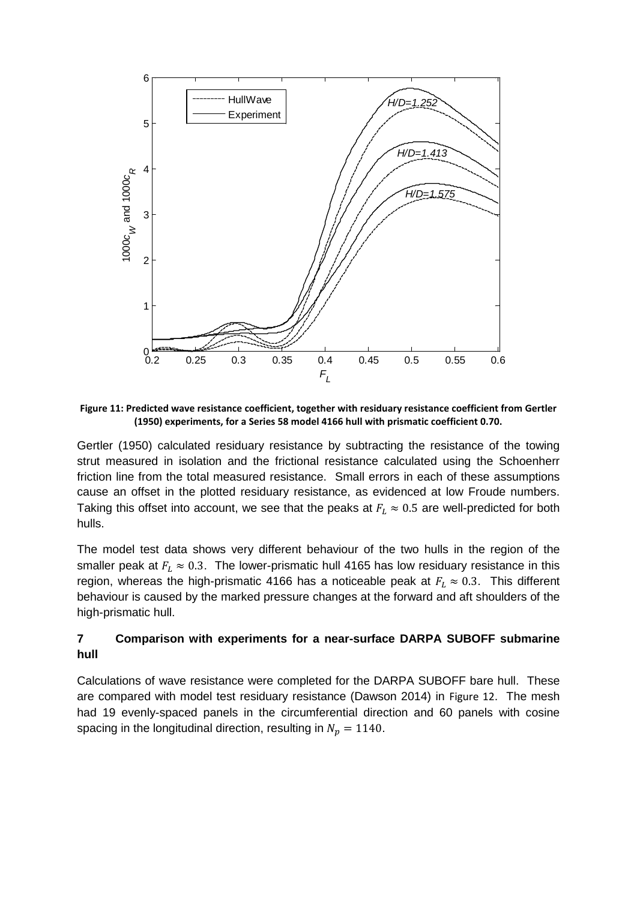**Figure 11: Predicted wave resistance coefficient, together with residuary resistance coefficient from Gertler (1950) experiments, for a Series 58 model 4166 hull with prismatic coefficient 0.70.**

Gertler (1950) calculated residuary resistance by subtracting the resistance of the towing strut measured in isolation and the frictional resistance calculated using the Schoenherr friction line from the total measured resistance. Small errors in each of these assumptions cause an offset in the plotted residuary resistance, as evidenced at low Froude numbers. Taking this offset into account, we see that the peaks at $F_L \approx 0.5$ are well-predicted for both hulls.

The model test data shows very different behaviour of the two hulls in the region of the smaller peak at $F_L \approx 0.3$. The lower-prismatic hull 4165 has low residuary resistance in this region, whereas the high-prismatic 4166 has a noticeable peak at $F_L \approx 0.3$. This different behaviour is caused by the marked pressure changes at the forward and aft shoulders of the high-prismatic hull.

## 7 Comparison with experiments for a near-surface DARPA SUBOFF submarine hull

Calculations of wave resistance were completed for the DARPA SUBOFF bare hull. These are compared with model test residuary resistance (Dawson 2014) in Figure 12. The mesh had 19 evenly-spaced panels in the circumferential direction and 60 panels with cosine spacing in the longitudinal direction, resulting in $N_p = 1140$.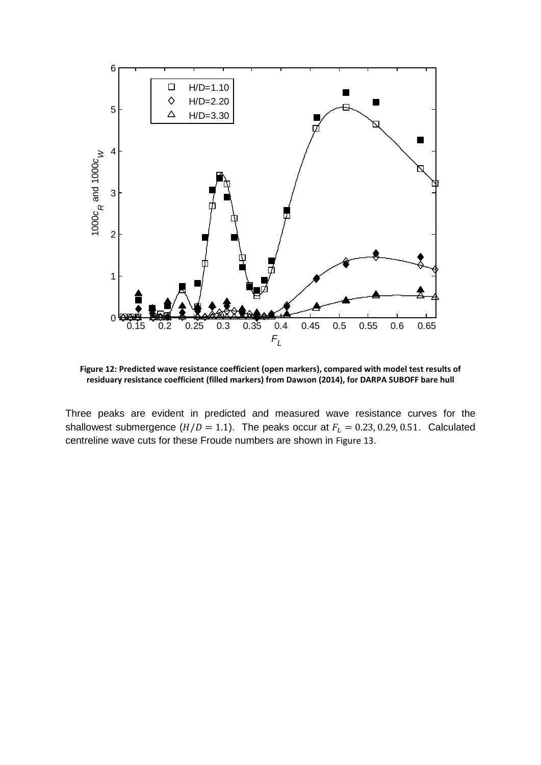Figure 12: Predicted wave resistance coefficient (open markers), compared with model test results of residuary resistance coefficient (filled markers) from Dawson (2014), for DARPA SUBOFF bare hull

Three peaks are evident in predicted and measured wave resistance curves for the shallowest submergence ($H/D = 1.1$). The peaks occur at $F_L = 0.23, 0.29, 0.51$. Calculated centreline wave cuts for these Froude numbers are shown in Figure 13.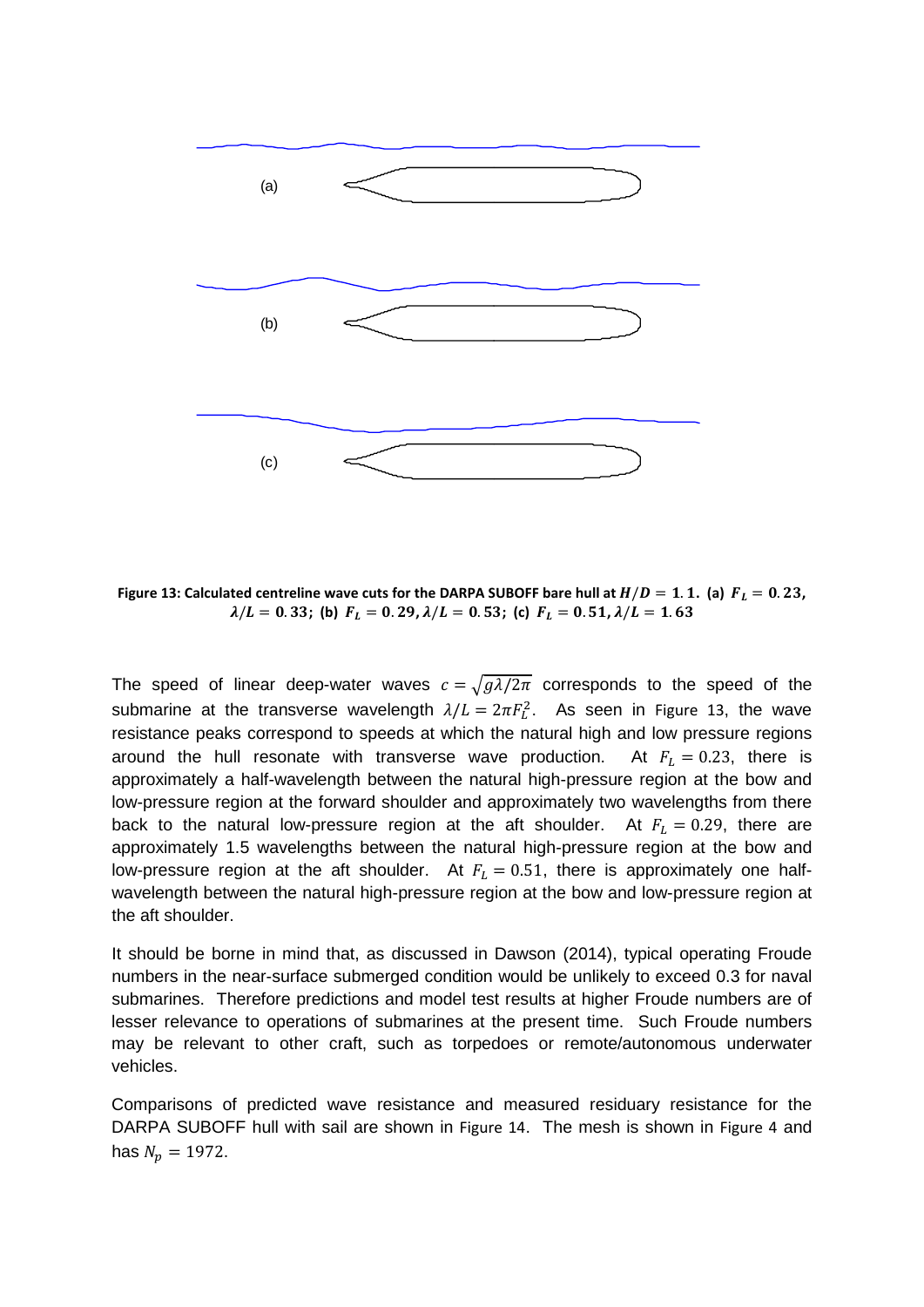(a)

(b)

(c)

**Figure 13: Calculated centreline wave cuts for the DARPA SUBOFF bare hull at $H/D = 1.1$. (a) $F_L = 0.23$, $\lambda/L = 0.33$; (b) $F_L = 0.29$, $\lambda/L = 0.53$; (c) $F_L = 0.51$, $\lambda/L = 1.63$**

The speed of linear deep-water waves $c = \sqrt{g\lambda/2\pi}$ corresponds to the speed of the submarine at the transverse wavelength $\lambda/L = 2\pi F_L^2$. As seen in Figure 13, the wave resistance peaks correspond to speeds at which the natural high and low pressure regions around the hull resonate with transverse wave production. At $F_L = 0.23$, there is approximately a half-wavelength between the natural high-pressure region at the bow and low-pressure region at the forward shoulder and approximately two wavelengths from there back to the natural low-pressure region at the aft shoulder. At $F_L = 0.29$, there are approximately 1.5 wavelengths between the natural high-pressure region at the bow and low-pressure region at the aft shoulder. At $F_L = 0.51$, there is approximately one half-wavelength between the natural high-pressure region at the bow and low-pressure region at the aft shoulder.

It should be borne in mind that, as discussed in Dawson (2014), typical operating Froude numbers in the near-surface submerged condition would be unlikely to exceed 0.3 for naval submarines. Therefore predictions and model test results at higher Froude numbers are of lesser relevance to operations of submarines at the present time. Such Froude numbers may be relevant to other craft, such as torpedoes or remote/autonomous underwater vehicles.

Comparisons of predicted wave resistance and measured residuary resistance for the DARPA SUBOFF hull with sail are shown in Figure 14. The mesh is shown in Figure 4 and has $N_p = 1972$.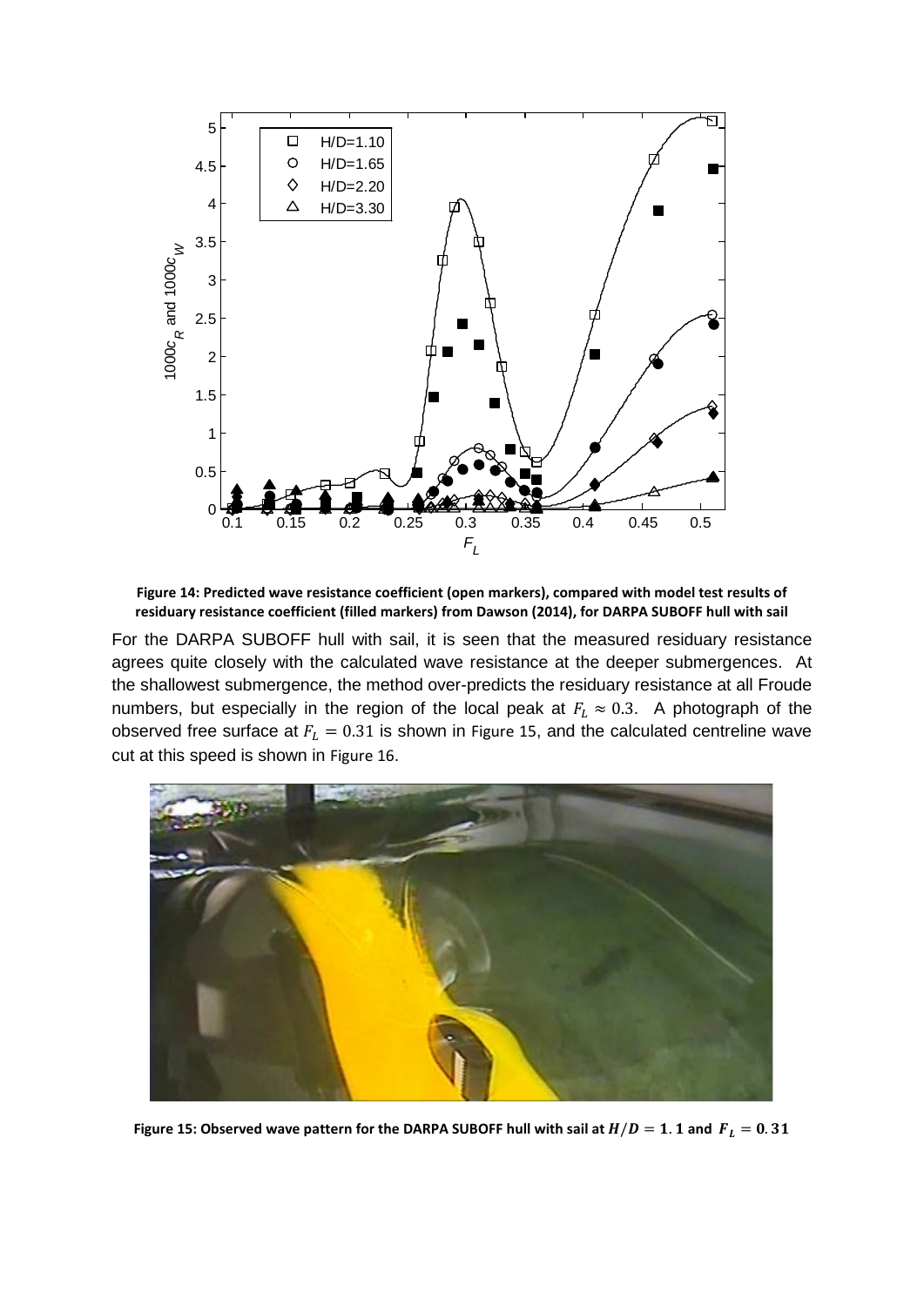**Figure 14: Predicted wave resistance coefficient (open markers), compared with model test results of residuary resistance coefficient (filled markers) from Dawson (2014), for DARPA SUBOFF hull with sail**

For the DARPA SUBOFF hull with sail, it is seen that the measured residuary resistance agrees quite closely with the calculated wave resistance at the deeper submergences. At the shallowest submergence, the method over-predicts the residuary resistance at all Froude numbers, but especially in the region of the local peak at $F_L \approx 0.3$. A photograph of the observed free surface at $F_L = 0.31$ is shown in Figure 15, and the calculated centreline wave cut at this speed is shown in Figure 16.

**Figure 15: Observed wave pattern for the DARPA SUBOFF hull with sail at $H/D = 1.1$ and $F_L = 0.31$**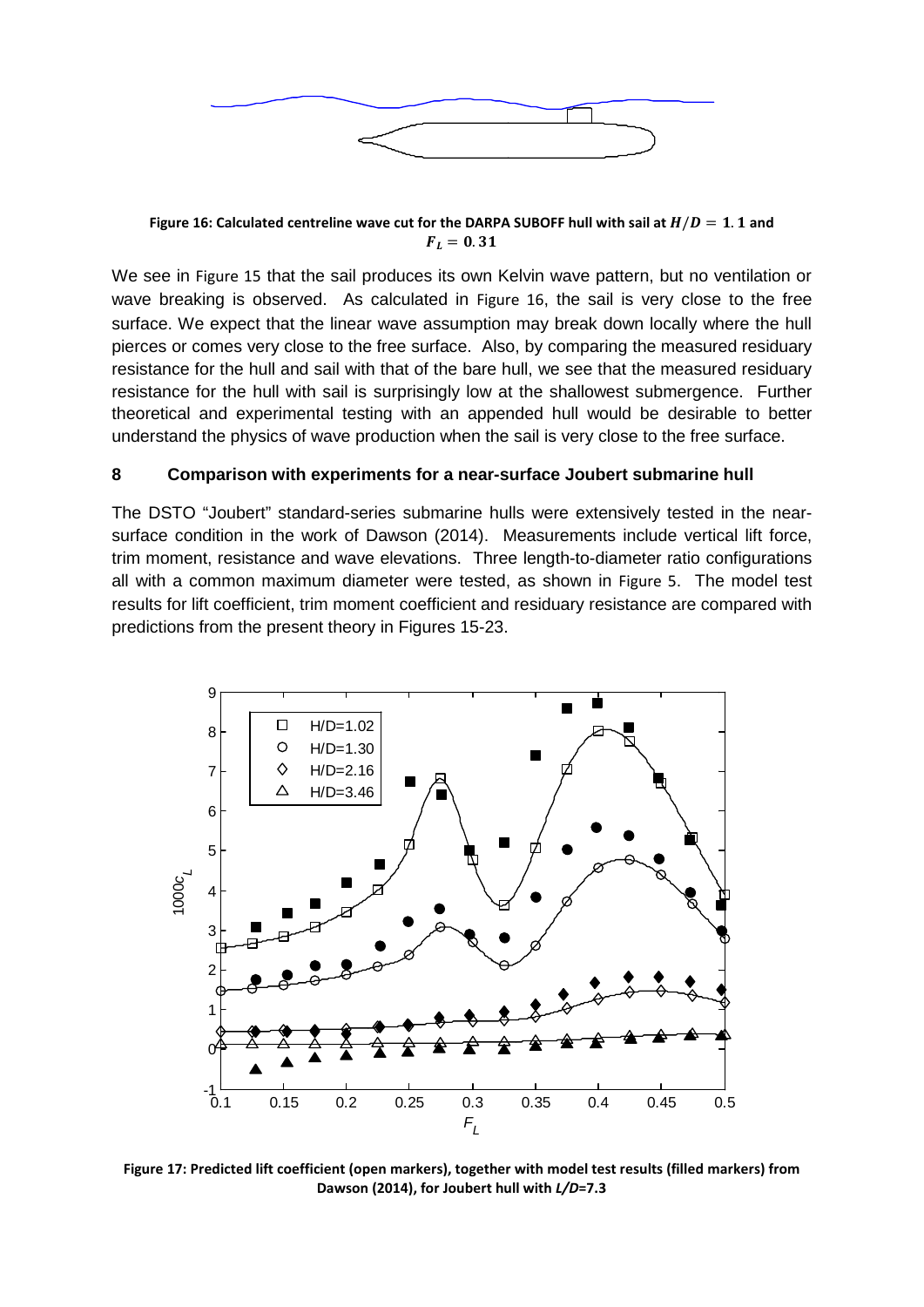**Figure 16: Calculated centreline wave cut for the DARPA SUBOFF hull with sail at $H/D = 1.1$ and $F_L = 0.31$**

We see in Figure 15 that the sail produces its own Kelvin wave pattern, but no ventilation or wave breaking is observed. As calculated in Figure 16, the sail is very close to the free surface. We expect that the linear wave assumption may break down locally where the hull pierces or comes very close to the free surface. Also, by comparing the measured residuary resistance for the hull and sail with that of the bare hull, we see that the measured residuary resistance for the hull with sail is surprisingly low at the shallowest submergence. Further theoretical and experimental testing with an appended hull would be desirable to better understand the physics of wave production when the sail is very close to the free surface.

## 8 Comparison with experiments for a near-surface Joubert submarine hull

The DSTO "Joubert" standard-series submarine hulls were extensively tested in the near-surface condition in the work of Dawson (2014). Measurements include vertical lift force, trim moment, resistance and wave elevations. Three length-to-diameter ratio configurations all with a common maximum diameter were tested, as shown in Figure 5. The model test results for lift coefficient, trim moment coefficient and residuary resistance are compared with predictions from the present theory in Figures 15-23.

**Figure 17: Predicted lift coefficient (open markers), together with model test results (filled markers) from Dawson (2014), for Joubert hull with *L/D*=7.3**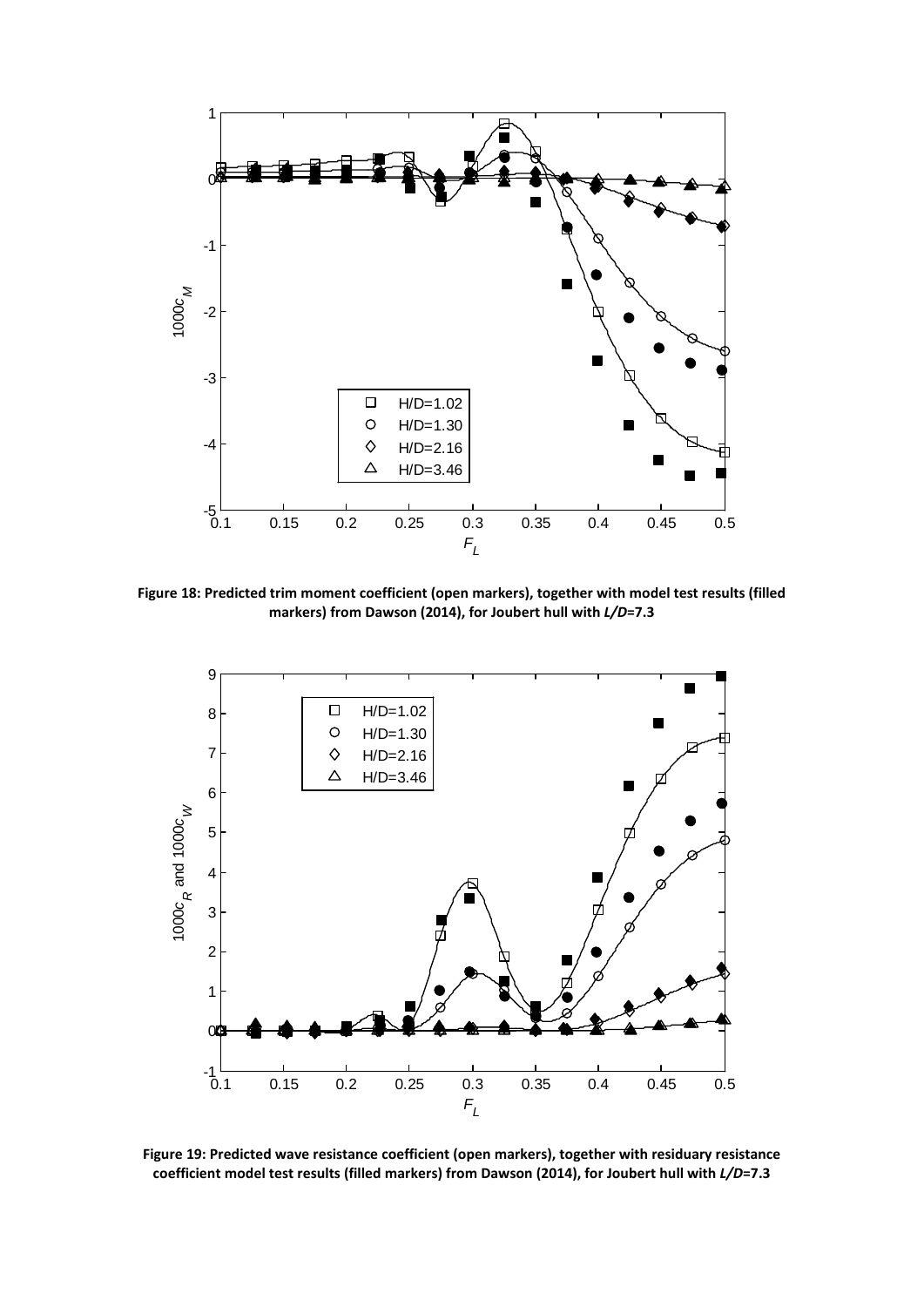Figure 18: Predicted trim moment coefficient (open markers), together with model test results (filled markers) from Dawson (2014), for Joubert hull with $L/D$=7.3

Figure 19: Predicted wave resistance coefficient (open markers), together with residuary resistance coefficient model test results (filled markers) from Dawson (2014), for Joubert hull with $L/D$=7.3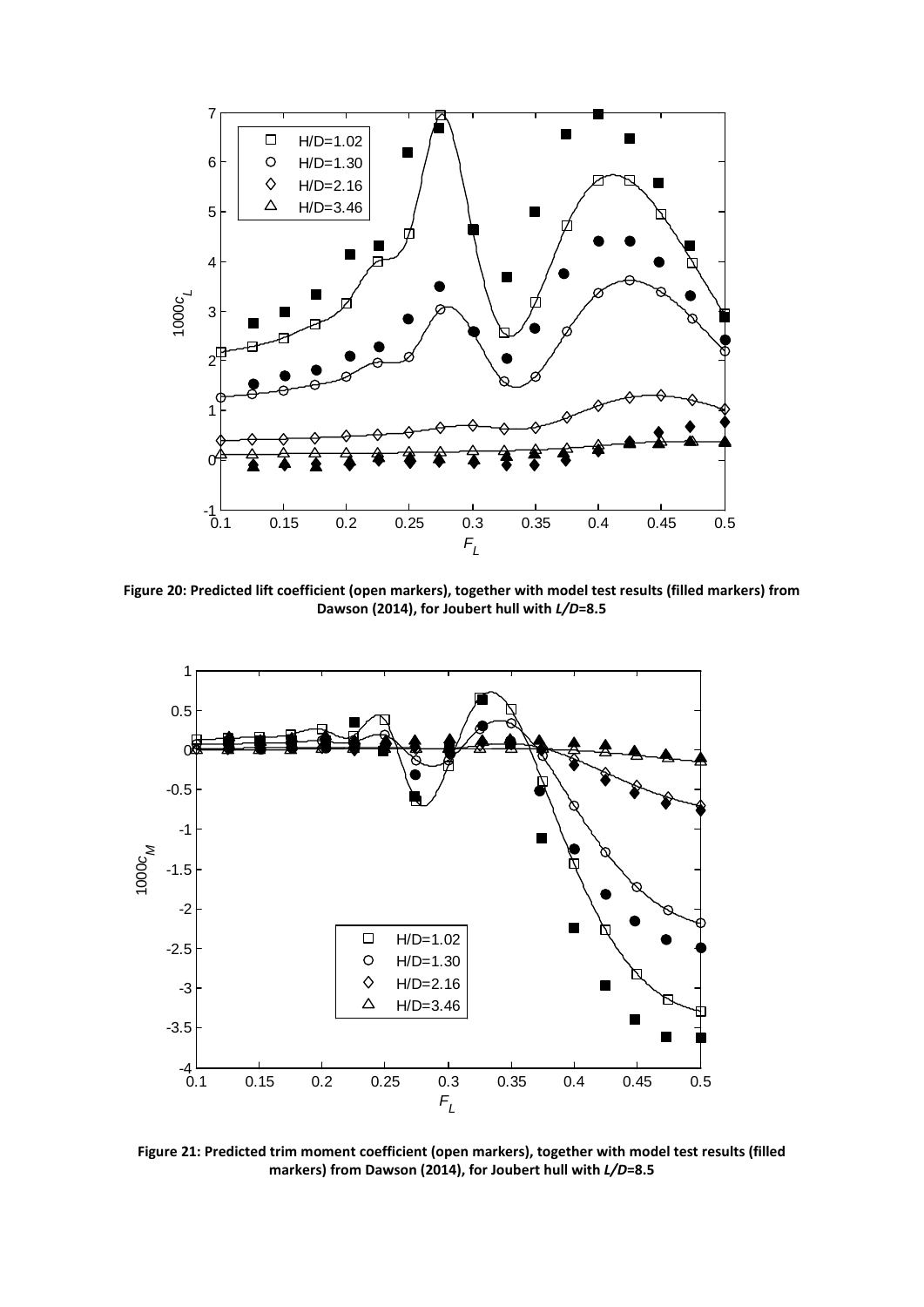**Figure 20: Predicted lift coefficient (open markers), together with model test results (filled markers) from Dawson (2014), for Joubert hull with $L/D$=8.5**

**Figure 21: Predicted trim moment coefficient (open markers), together with model test results (filled markers) from Dawson (2014), for Joubert hull with $L/D$=8.5**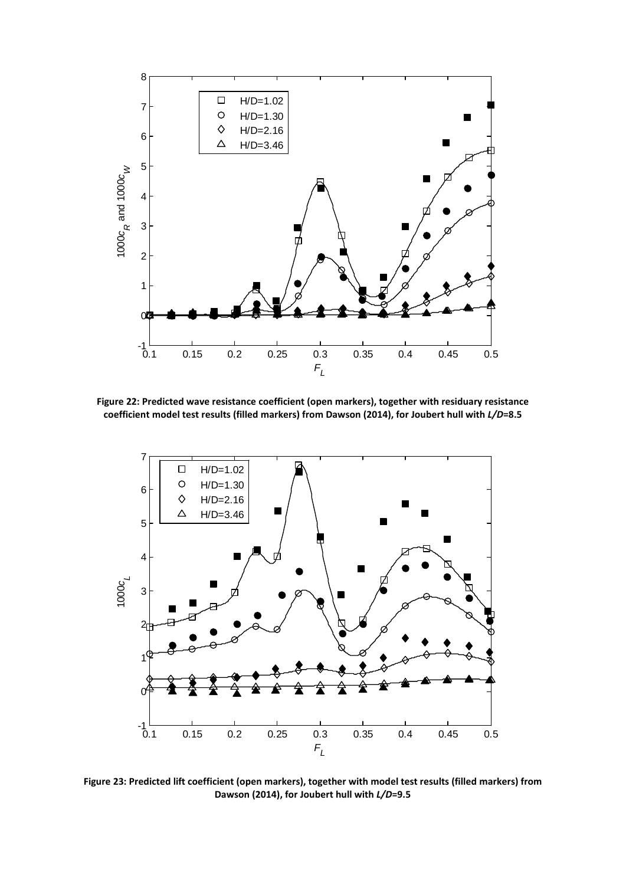**Figure 22: Predicted wave resistance coefficient (open markers), together with residuary resistance coefficient model test results (filled markers) from Dawson (2014), for Joubert hull with $L/D$=8.5**

**Figure 23: Predicted lift coefficient (open markers), together with model test results (filled markers) from Dawson (2014), for Joubert hull with $L/D$=9.5**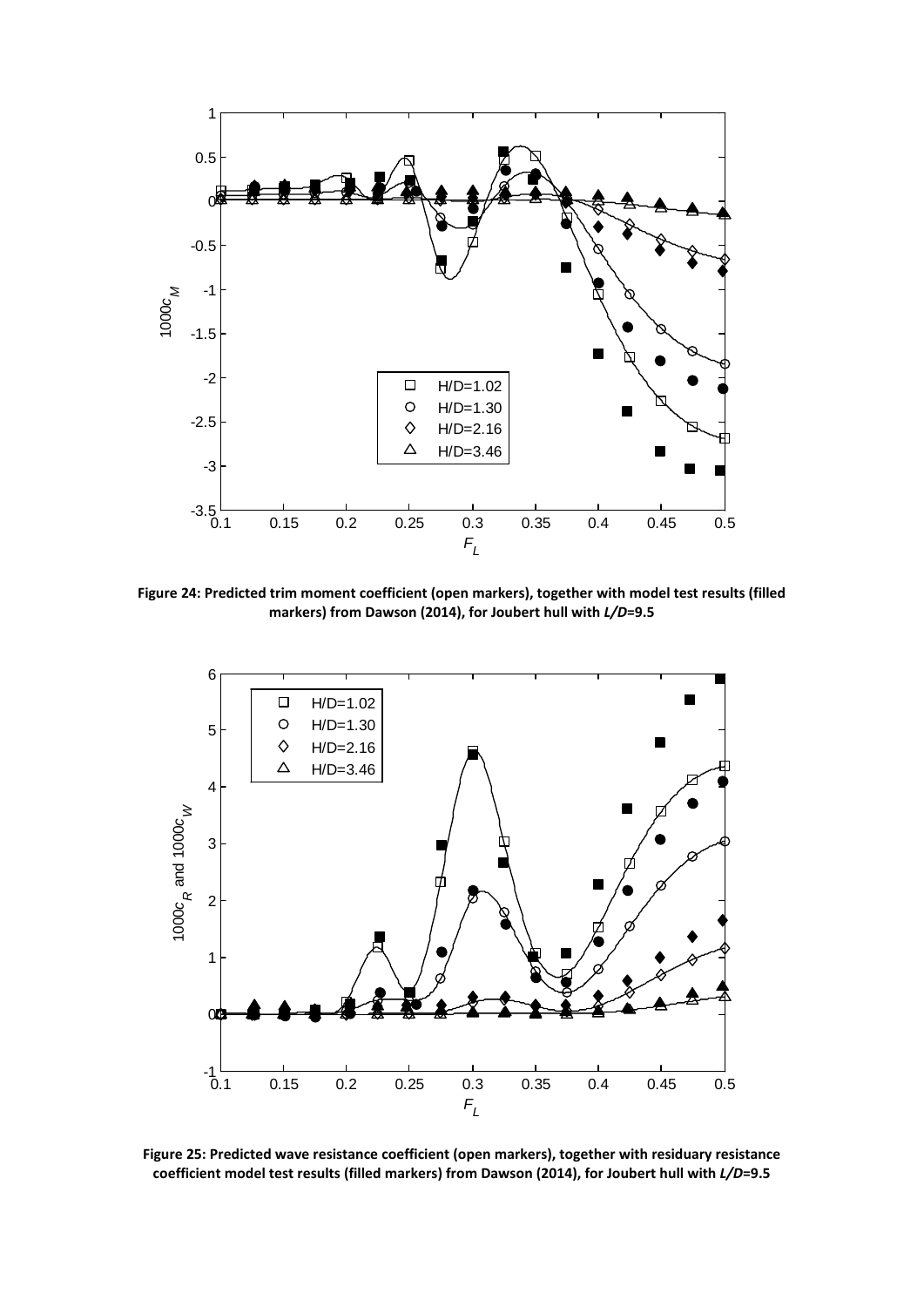**Figure 24: Predicted trim moment coefficient (open markers), together with model test results (filled markers) from Dawson (2014), for Joubert hull with *L/D*=9.5**

**Figure 25: Predicted wave resistance coefficient (open markers), together with residuary resistance coefficient model test results (filled markers) from Dawson (2014), for Joubert hull with *L/D*=9.5**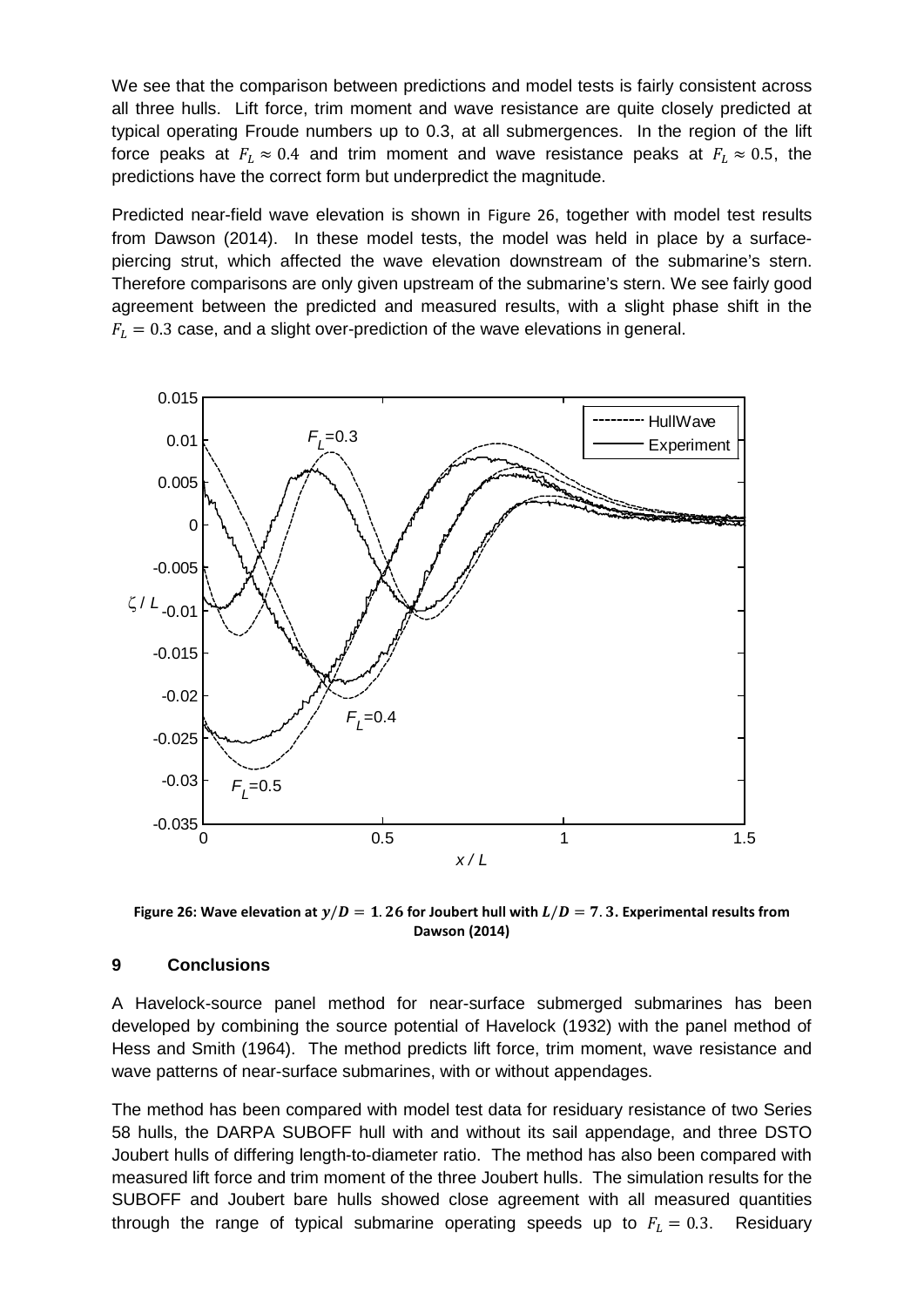We see that the comparison between predictions and model tests is fairly consistent across all three hulls. Lift force, trim moment and wave resistance are quite closely predicted at typical operating Froude numbers up to 0.3, at all submergences. In the region of the lift force peaks at $F_L \approx 0.4$ and trim moment and wave resistance peaks at $F_L \approx 0.5$, the predictions have the correct form but underpredict the magnitude.

Predicted near-field wave elevation is shown in Figure 26, together with model test results from Dawson (2014). In these model tests, the model was held in place by a surface-piercing strut, which affected the wave elevation downstream of the submarine's stern. Therefore comparisons are only given upstream of the submarine's stern. We see fairly good agreement between the predicted and measured results, with a slight phase shift in the $F_L = 0.3$ case, and a slight over-prediction of the wave elevations in general.

**Figure 26: Wave elevation at $y/D = 1.26$ for Joubert hull with $L/D = 7.3$. Experimental results from Dawson (2014)**

## 9 Conclusions

A Havelock-source panel method for near-surface submerged submarines has been developed by combining the source potential of Havelock (1932) with the panel method of Hess and Smith (1964). The method predicts lift force, trim moment, wave resistance and wave patterns of near-surface submarines, with or without appendages.

The method has been compared with model test data for residuary resistance of two Series 58 hulls, the DARPA SUBOFF hull with and without its sail appendage, and three DSTO Joubert hulls of differing length-to-diameter ratio. The method has also been compared with measured lift force and trim moment of the three Joubert hulls. The simulation results for the SUBOFF and Joubert bare hulls showed close agreement with all measured quantities through the range of typical submarine operating speeds up to $F_L = 0.3$. Residuary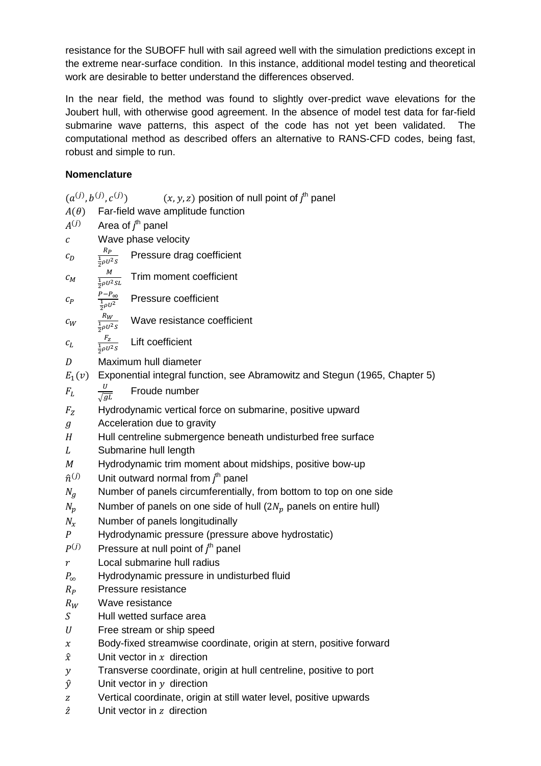resistance for the SUBOFF hull with sail agreed well with the simulation predictions except in the extreme near-surface condition. In this instance, additional model testing and theoretical work are desirable to better understand the differences observed.

In the near field, the method was found to slightly over-predict wave elevations for the Joubert hull, with otherwise good agreement. In the absence of model test data for far-field submarine wave patterns, this aspect of the code has not yet been validated. The computational method as described offers an alternative to RANS-CFD codes, being fast, robust and simple to run.

**Nomenclature**

| Symbol | Definition | Description |
|---|---|---|
| $(a^{(j)}, b^{(j)}, c^{(j)})$ | | $(x, y, z)$ position of null point of $j^{th}$ panel |
| $A(\theta)$ | | Far-field wave amplitude function |
| $A^{(j)}$ | | Area of $j^{th}$ panel |
| $c$ | | Wave phase velocity |
| $c_D$ | $\frac{R_P}{\frac{1}{2}\rho U^2 S}$ | Pressure drag coefficient |
| $c_M$ | $\frac{M}{\frac{1}{2}\rho U^2 SL}$ | Trim moment coefficient |
| $c_P$ | $\frac{P-P_\infty}{\frac{1}{2}\rho U^2}$ | Pressure coefficient |
| $c_W$ | $\frac{R_W}{\frac{1}{2}\rho U^2 S}$ | Wave resistance coefficient |
| $c_L$ | $\frac{F_z}{\frac{1}{2}\rho U^2 S}$ | Lift coefficient |
| $D$ | | Maximum hull diameter |
| $E_1(v)$ | | Exponential integral function, see Abramowitz and Stegun (1965, Chapter 5) |
| $F_L$ | $\frac{U}{\sqrt{gL}}$ | Froude number |
| $F_Z$ | | Hydrodynamic vertical force on submarine, positive upward |
| $g$ | | Acceleration due to gravity |
| $H$ | | Hull centreline submergence beneath undisturbed free surface |
| $L$ | | Submarine hull length |
| $M$ | | Hydrodynamic trim moment about midships, positive bow-up |
| $\hat{n}^{(j)}$ | | Unit outward normal from $j^{th}$ panel |
| $N_g$ | | Number of panels circumferentially, from bottom to top on one side |
| $N_p$ | | Number of panels on one side of hull ($2N_p$ panels on entire hull) |
| $N_x$ | | Number of panels longitudinally |
| $P$ | | Hydrodynamic pressure (pressure above hydrostatic) |
| $P^{(j)}$ | | Pressure at null point of $j^{th}$ panel |
| $r$ | | Local submarine hull radius |
| $P_\infty$ | | Hydrodynamic pressure in undisturbed fluid |
| $R_P$ | | Pressure resistance |
| $R_W$ | | Wave resistance |
| $S$ | | Hull wetted surface area |
| $U$ | | Free stream or ship speed |
| $x$ | | Body-fixed streamwise coordinate, origin at stern, positive forward |
| $\hat{x}$ | | Unit vector in $x$ direction |
| $y$ | | Transverse coordinate, origin at hull centreline, positive to port |
| $\hat{y}$ | | Unit vector in $y$ direction |
| $z$ | | Vertical coordinate, origin at still water level, positive upwards |
| $\hat{z}$ | | Unit vector in $z$ direction |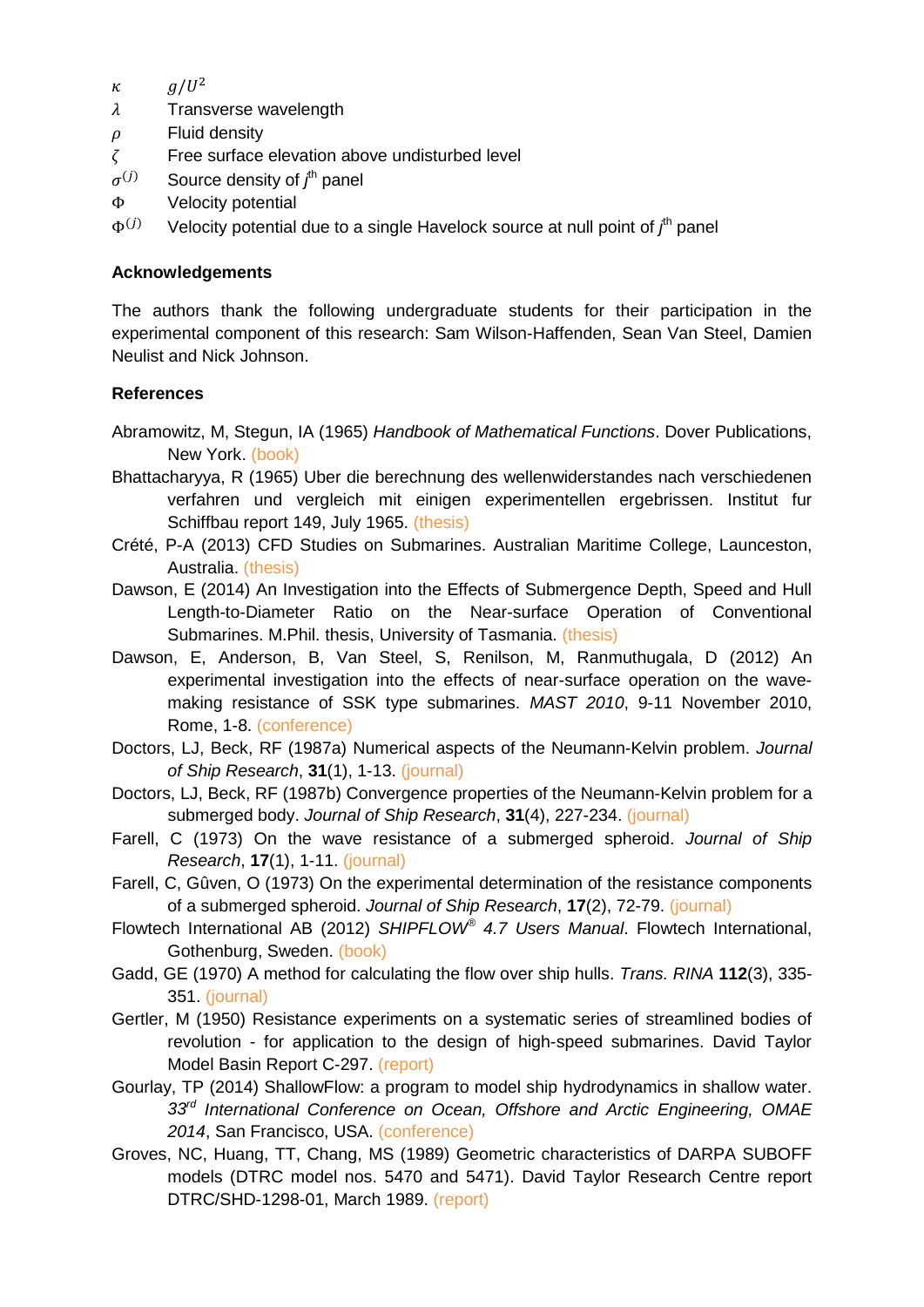| | |
|---|---|
| $\kappa$ | $g/U^2$ |
| $\lambda$ | Transverse wavelength |
| $\rho$ | Fluid density |
| $\zeta$ | Free surface elevation above undisturbed level |
| $\sigma^{(j)}$ | Source density of $j^{th}$ panel |
| $\Phi$ | Velocity potential |
| $\Phi^{(j)}$ | Velocity potential due to a single Havelock source at null point of $j^{th}$ panel |

**Acknowledgements**

The authors thank the following undergraduate students for their participation in the experimental component of this research: Sam Wilson-Haffenden, Sean Van Steel, Damien Neulist and Nick Johnson.

**References**

Abramowitz, M, Stegun, IA (1965) *Handbook of Mathematical Functions*. Dover Publications, New York. (book)

Bhattacharyya, R (1965) Uber die berechnung des wellenwiderstandes nach verschiedenen verfahren und vergleich mit einigen experimentellen ergebrissen. Institut fur Schiffbau report 149, July 1965. (thesis)

Crété, P-A (2013) CFD Studies on Submarines. Australian Maritime College, Launceston, Australia. (thesis)

Dawson, E (2014) An Investigation into the Effects of Submergence Depth, Speed and Hull Length-to-Diameter Ratio on the Near-surface Operation of Conventional Submarines. M.Phil. thesis, University of Tasmania. (thesis)

Dawson, E, Anderson, B, Van Steel, S, Renilson, M, Ranmuthugala, D (2012) An experimental investigation into the effects of near-surface operation on the wave-making resistance of SSK type submarines. *MAST 2010*, 9-11 November 2010, Rome, 1-8. (conference)

Doctors, LJ, Beck, RF (1987a) Numerical aspects of the Neumann-Kelvin problem. *Journal of Ship Research*, **31**(1), 1-13. (journal)

Doctors, LJ, Beck, RF (1987b) Convergence properties of the Neumann-Kelvin problem for a submerged body. *Journal of Ship Research*, **31**(4), 227-234. (journal)

Farell, C (1973) On the wave resistance of a submerged spheroid. *Journal of Ship Research*, **17**(1), 1-11. (journal)

Farell, C, Gûven, O (1973) On the experimental determination of the resistance components of a submerged spheroid. *Journal of Ship Research*, **17**(2), 72-79. (journal)

Flowtech International AB (2012) *SHIPFLOW® 4.7 Users Manual*. Flowtech International, Gothenburg, Sweden. (book)

Gadd, GE (1970) A method for calculating the flow over ship hulls. *Trans. RINA* **112**(3), 335-351. (journal)

Gertler, M (1950) Resistance experiments on a systematic series of streamlined bodies of revolution - for application to the design of high-speed submarines. David Taylor Model Basin Report C-297. (report)

Gourlay, TP (2014) ShallowFlow: a program to model ship hydrodynamics in shallow water. *33rd International Conference on Ocean, Offshore and Arctic Engineering, OMAE 2014*, San Francisco, USA. (conference)

Groves, NC, Huang, TT, Chang, MS (1989) Geometric characteristics of DARPA SUBOFF models (DTRC model nos. 5470 and 5471). David Taylor Research Centre report DTRC/SHD-1298-01, March 1989. (report)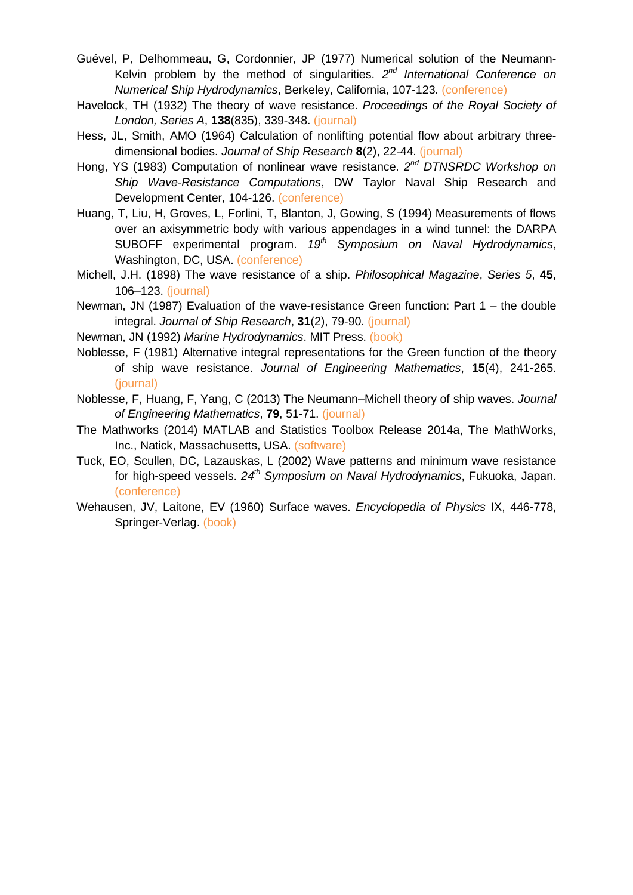Guével, P, Delhommeau, G, Cordonnier, JP (1977) Numerical solution of the Neumann-Kelvin problem by the method of singularities. *2nd International Conference on Numerical Ship Hydrodynamics*, Berkeley, California, 107-123. (conference)

Havelock, TH (1932) The theory of wave resistance. *Proceedings of the Royal Society of London, Series A*, **138**(835), 339-348. (journal)

Hess, JL, Smith, AMO (1964) Calculation of nonlifting potential flow about arbitrary three-dimensional bodies. *Journal of Ship Research* **8**(2), 22-44. (journal)

Hong, YS (1983) Computation of nonlinear wave resistance. *2nd DTNSRDC Workshop on Ship Wave-Resistance Computations*, DW Taylor Naval Ship Research and Development Center, 104-126. (conference)

Huang, T, Liu, H, Groves, L, Forlini, T, Blanton, J, Gowing, S (1994) Measurements of flows over an axisymmetric body with various appendages in a wind tunnel: the DARPA SUBOFF experimental program. *19th Symposium on Naval Hydrodynamics*, Washington, DC, USA. (conference)

Michell, J.H. (1898) The wave resistance of a ship. *Philosophical Magazine*, *Series 5*, **45**, 106–123. (journal)

Newman, JN (1987) Evaluation of the wave-resistance Green function: Part 1 – the double integral. *Journal of Ship Research*, **31**(2), 79-90. (journal)

Newman, JN (1992) *Marine Hydrodynamics*. MIT Press. (book)

Noblesse, F (1981) Alternative integral representations for the Green function of the theory of ship wave resistance. *Journal of Engineering Mathematics*, **15**(4), 241-265. (journal)

Noblesse, F, Huang, F, Yang, C (2013) The Neumann–Michell theory of ship waves. *Journal of Engineering Mathematics*, **79**, 51-71. (journal)

The Mathworks (2014) MATLAB and Statistics Toolbox Release 2014a, The MathWorks, Inc., Natick, Massachusetts, USA. (software)

Tuck, EO, Scullen, DC, Lazauskas, L (2002) Wave patterns and minimum wave resistance for high-speed vessels. *24th Symposium on Naval Hydrodynamics*, Fukuoka, Japan. (conference)

Wehausen, JV, Laitone, EV (1960) Surface waves. *Encyclopedia of Physics* IX, 446-778, Springer-Verlag. (book)